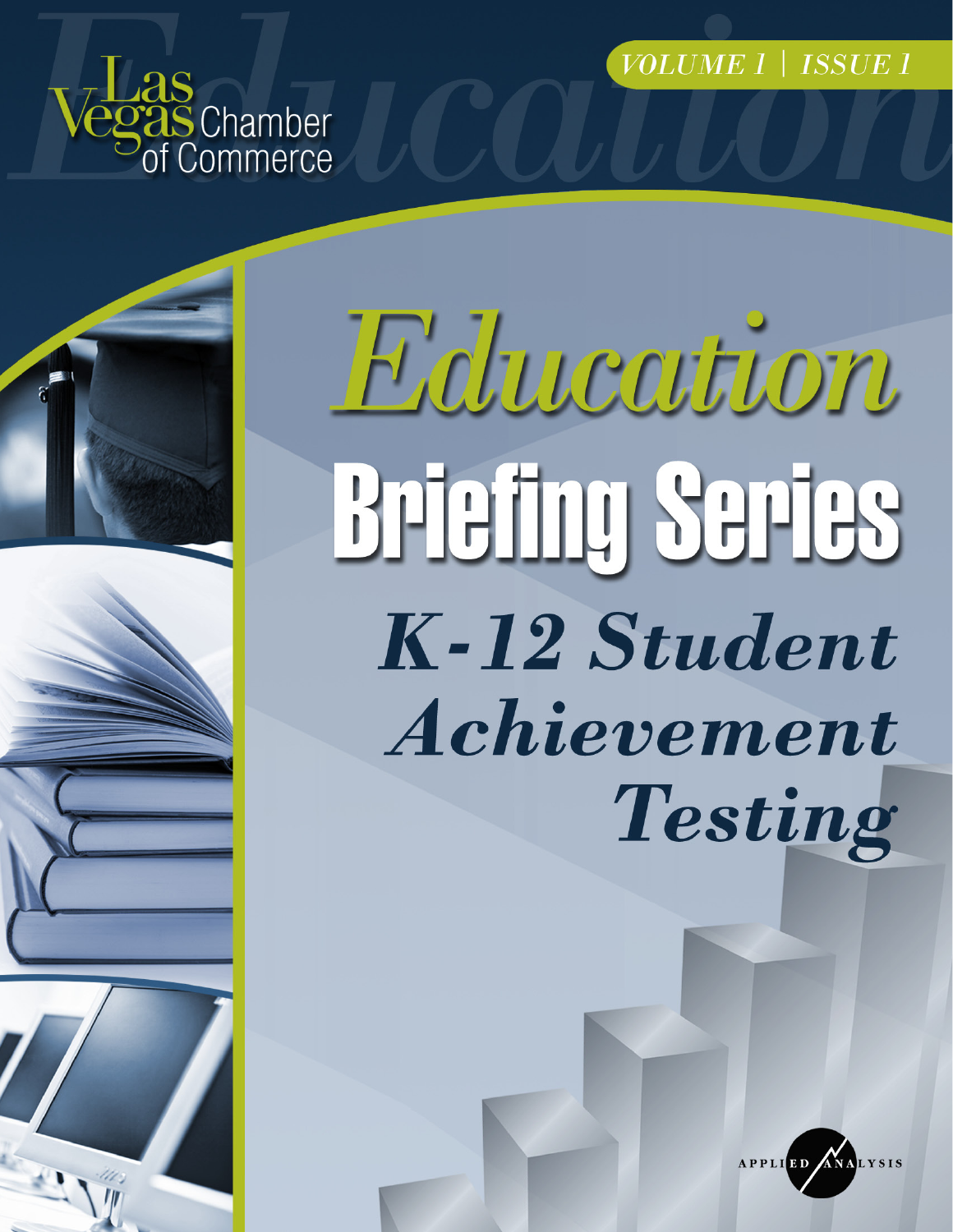Las Vegas Chamber of Commerce

VOLUME 1 | ISSUE 1

# *Education*

# Briefing Series

## *K-12 Student Achievement Testing*

APPLIED ANALYSIS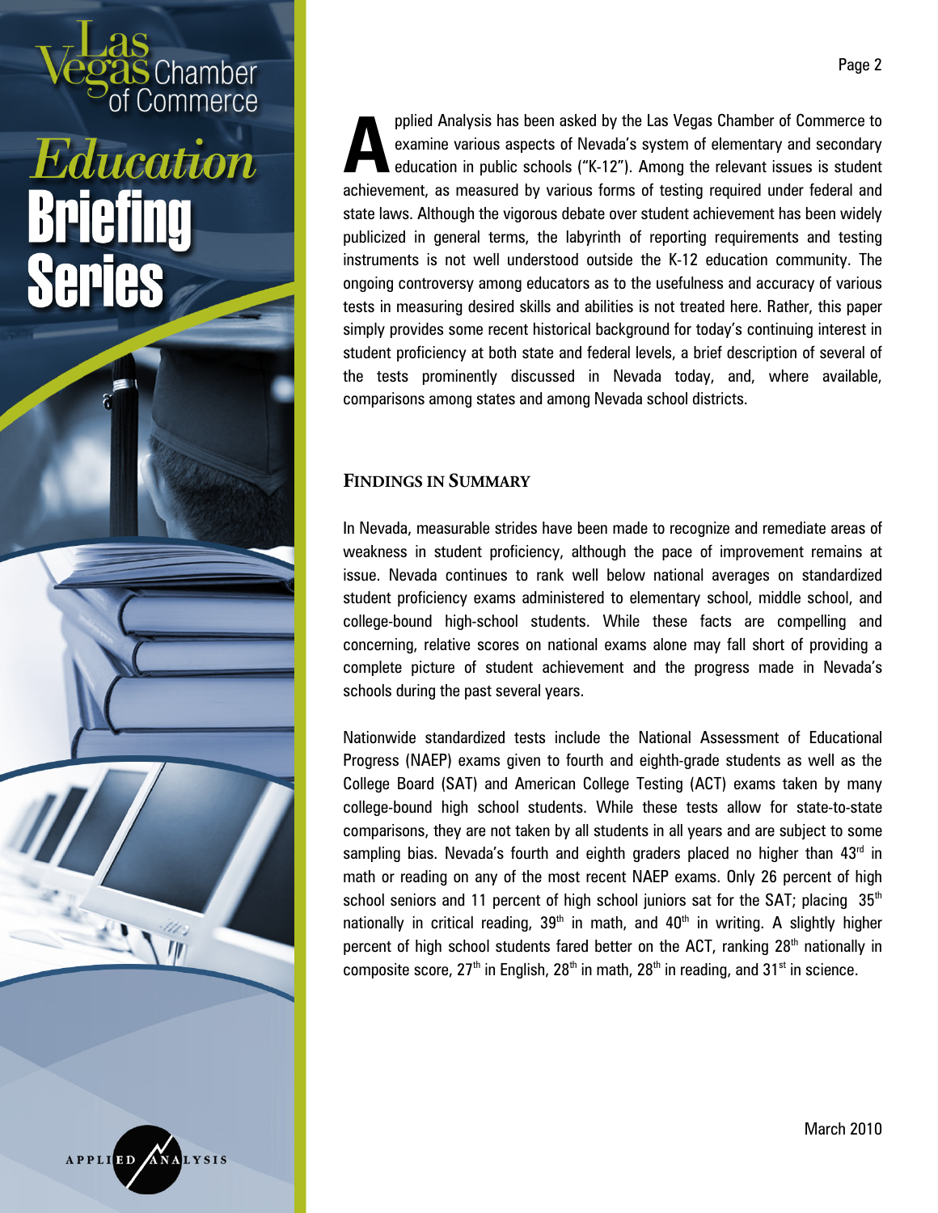Applied Analysis has been asked by the Las Vegas Chamber of Commerce to examine various aspects of Nevada's system of elementary and secondary education in public schools ("K-12"). Among the relevant issues is student achievement, as measured by various forms of testing required under federal and state laws. Although the vigorous debate over student achievement has been widely publicized in general terms, the labyrinth of reporting requirements and testing instruments is not well understood outside the K-12 education community. The ongoing controversy among educators as to the usefulness and accuracy of various tests in measuring desired skills and abilities is not treated here. Rather, this paper simply provides some recent historical background for today's continuing interest in student proficiency at both state and federal levels, a brief description of several of the tests prominently discussed in Nevada today, and, where available, comparisons among states and among Nevada school districts.

## Findings in Summary

In Nevada, measurable strides have been made to recognize and remediate areas of weakness in student proficiency, although the pace of improvement remains at issue. Nevada continues to rank well below national averages on standardized student proficiency exams administered to elementary school, middle school, and college-bound high-school students. While these facts are compelling and concerning, relative scores on national exams alone may fall short of providing a complete picture of student achievement and the progress made in Nevada's schools during the past several years.

Nationwide standardized tests include the National Assessment of Educational Progress (NAEP) exams given to fourth and eighth-grade students as well as the College Board (SAT) and American College Testing (ACT) exams taken by many college-bound high school students. While these tests allow for state-to-state comparisons, they are not taken by all students in all years and are subject to some sampling bias. Nevada's fourth and eighth graders placed no higher than 43rd in math or reading on any of the most recent NAEP exams. Only 26 percent of high school seniors and 11 percent of high school juniors sat for the SAT; placing 35th nationally in critical reading, 39th in math, and 40th in writing. A slightly higher percent of high school students fared better on the ACT, ranking 28th nationally in composite score, 27th in English, 28th in math, 28th in reading, and 31st in science.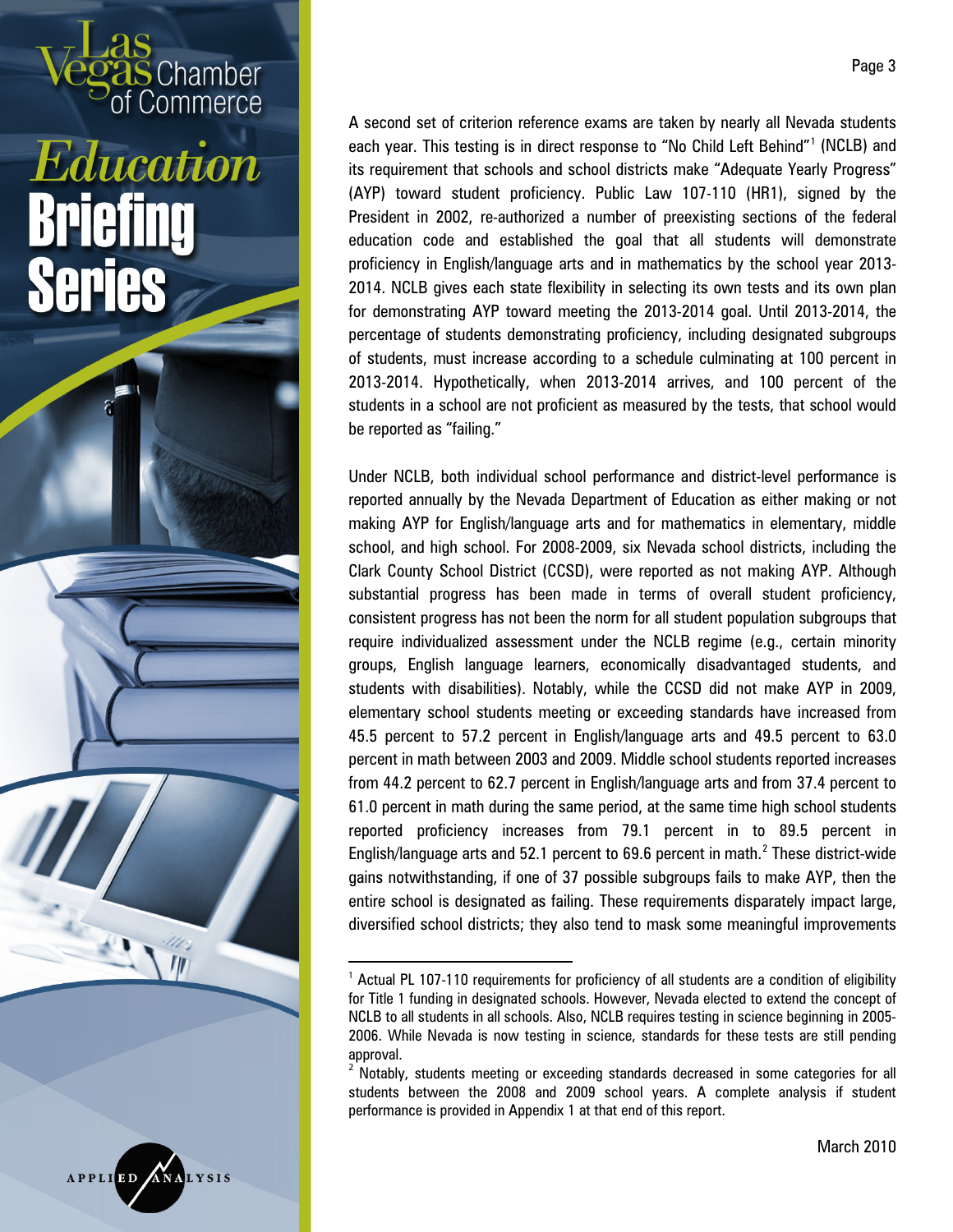A second set of criterion reference exams are taken by nearly all Nevada students each year. This testing is in direct response to "No Child Left Behind"[1] (NCLB) and its requirement that schools and school districts make "Adequate Yearly Progress" (AYP) toward student proficiency. Public Law 107-110 (HR1), signed by the President in 2002, re-authorized a number of preexisting sections of the federal education code and established the goal that all students will demonstrate proficiency in English/language arts and in mathematics by the school year 2013-2014. NCLB gives each state flexibility in selecting its own tests and its own plan for demonstrating AYP toward meeting the 2013-2014 goal. Until 2013-2014, the percentage of students demonstrating proficiency, including designated subgroups of students, must increase according to a schedule culminating at 100 percent in 2013-2014. Hypothetically, when 2013-2014 arrives, and 100 percent of the students in a school are not proficient as measured by the tests, that school would be reported as "failing."

Under NCLB, both individual school performance and district-level performance is reported annually by the Nevada Department of Education as either making or not making AYP for English/language arts and for mathematics in elementary, middle school, and high school. For 2008-2009, six Nevada school districts, including the Clark County School District (CCSD), were reported as not making AYP. Although substantial progress has been made in terms of overall student proficiency, consistent progress has not been the norm for all student population subgroups that require individualized assessment under the NCLB regime (e.g., certain minority groups, English language learners, economically disadvantaged students, and students with disabilities). Notably, while the CCSD did not make AYP in 2009, elementary school students meeting or exceeding standards have increased from 45.5 percent to 57.2 percent in English/language arts and 49.5 percent to 63.0 percent in math between 2003 and 2009. Middle school students reported increases from 44.2 percent to 62.7 percent in English/language arts and from 37.4 percent to 61.0 percent in math during the same period, at the same time high school students reported proficiency increases from 79.1 percent in to 89.5 percent in English/language arts and 52.1 percent to 69.6 percent in math.[2] These district-wide gains notwithstanding, if one of 37 possible subgroups fails to make AYP, then the entire school is designated as failing. These requirements disparately impact large, diversified school districts; they also tend to mask some meaningful improvements

---

[1] Actual PL 107-110 requirements for proficiency of all students are a condition of eligibility for Title 1 funding in designated schools. However, Nevada elected to extend the concept of NCLB to all students in all schools. Also, NCLB requires testing in science beginning in 2005-2006. While Nevada is now testing in science, standards for these tests are still pending approval.

[2] Notably, students meeting or exceeding standards decreased in some categories for all students between the 2008 and 2009 school years. A complete analysis if student performance is provided in Appendix 1 at that end of this report.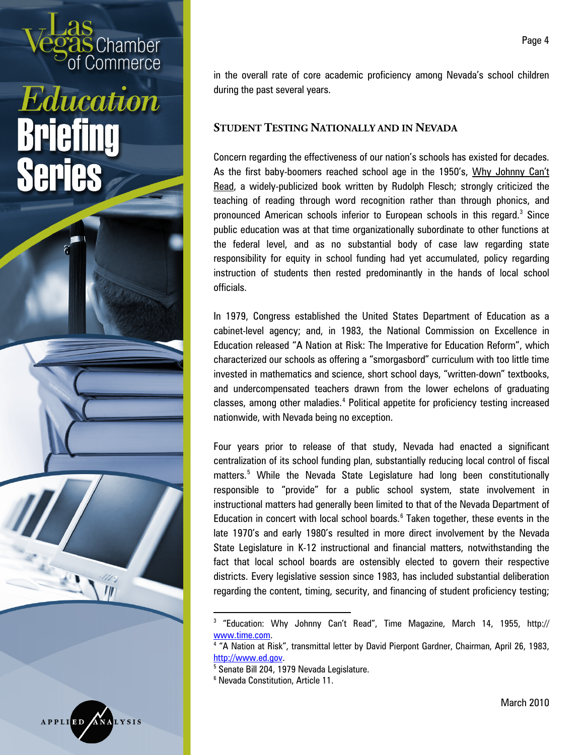in the overall rate of core academic proficiency among Nevada's school children during the past several years.

## STUDENT TESTING NATIONALLY AND IN NEVADA

Concern regarding the effectiveness of our nation's schools has existed for decades. As the first baby-boomers reached school age in the 1950's, Why Johnny Can't Read, a widely-publicized book written by Rudolph Flesch; strongly criticized the teaching of reading through word recognition rather than through phonics, and pronounced American schools inferior to European schools in this regard.[3] Since public education was at that time organizationally subordinate to other functions at the federal level, and as no substantial body of case law regarding state responsibility for equity in school funding had yet accumulated, policy regarding instruction of students then rested predominantly in the hands of local school officials.

In 1979, Congress established the United States Department of Education as a cabinet-level agency; and, in 1983, the National Commission on Excellence in Education released "A Nation at Risk: The Imperative for Education Reform", which characterized our schools as offering a "smorgasbord" curriculum with too little time invested in mathematics and science, short school days, "written-down" textbooks, and undercompensated teachers drawn from the lower echelons of graduating classes, among other maladies.[4] Political appetite for proficiency testing increased nationwide, with Nevada being no exception.

Four years prior to release of that study, Nevada had enacted a significant centralization of its school funding plan, substantially reducing local control of fiscal matters.[5] While the Nevada State Legislature had long been constitutionally responsible to "provide" for a public school system, state involvement in instructional matters had generally been limited to that of the Nevada Department of Education in concert with local school boards.[6] Taken together, these events in the late 1970's and early 1980's resulted in more direct involvement by the Nevada State Legislature in K-12 instructional and financial matters, notwithstanding the fact that local school boards are ostensibly elected to govern their respective districts. Every legislative session since 1983, has included substantial deliberation regarding the content, timing, security, and financing of student proficiency testing;

---

[3] "Education: Why Johnny Can't Read", Time Magazine, March 14, 1955, http://www.time.com.

[4] "A Nation at Risk", transmittal letter by David Pierpont Gardner, Chairman, April 26, 1983, http://www.ed.gov.

[5] Senate Bill 204, 1979 Nevada Legislature.

[6] Nevada Constitution, Article 11.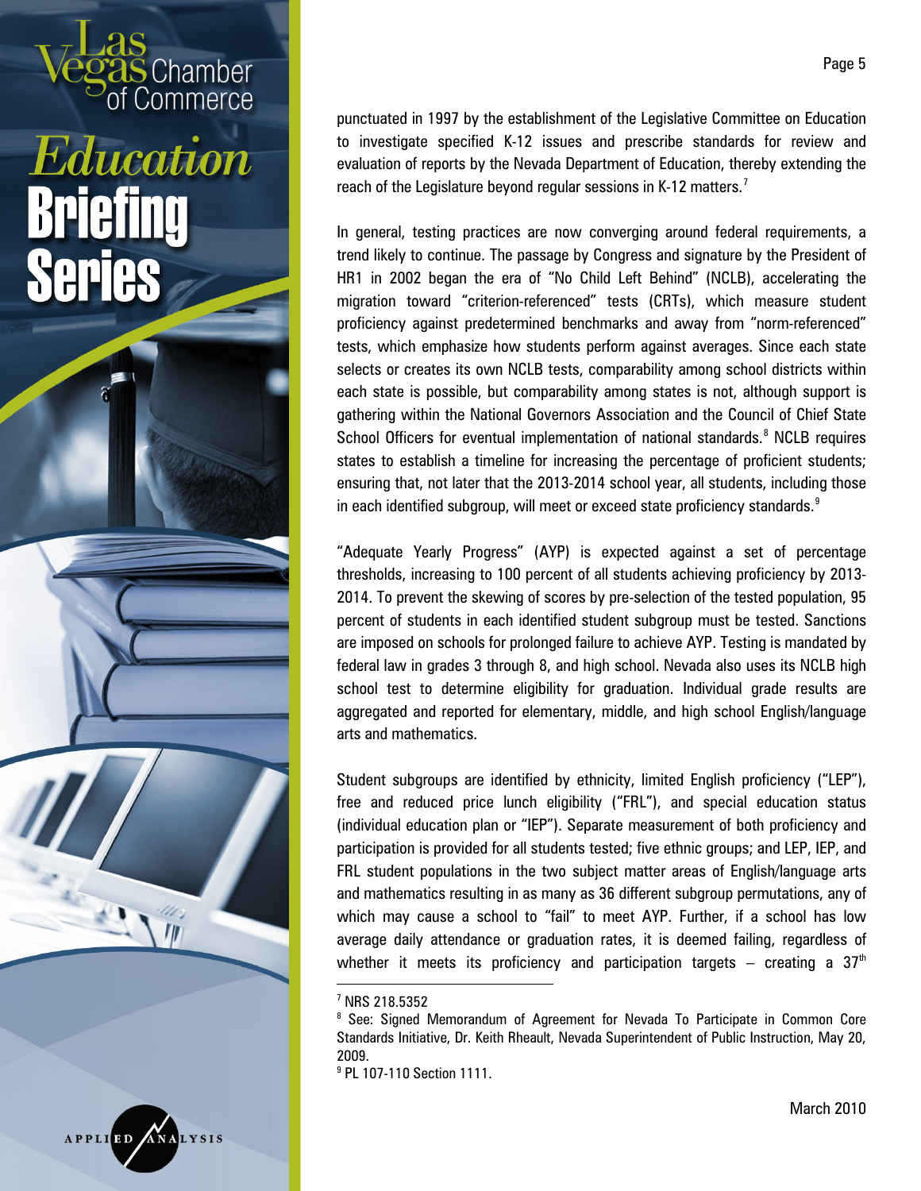punctuated in 1997 by the establishment of the Legislative Committee on Education to investigate specified K-12 issues and prescribe standards for review and evaluation of reports by the Nevada Department of Education, thereby extending the reach of the Legislature beyond regular sessions in K-12 matters.[7]

In general, testing practices are now converging around federal requirements, a trend likely to continue. The passage by Congress and signature by the President of HR1 in 2002 began the era of "No Child Left Behind" (NCLB), accelerating the migration toward "criterion-referenced" tests (CRTs), which measure student proficiency against predetermined benchmarks and away from "norm-referenced" tests, which emphasize how students perform against averages. Since each state selects or creates its own NCLB tests, comparability among school districts within each state is possible, but comparability among states is not, although support is gathering within the National Governors Association and the Council of Chief State School Officers for eventual implementation of national standards.[8] NCLB requires states to establish a timeline for increasing the percentage of proficient students; ensuring that, not later that the 2013-2014 school year, all students, including those in each identified subgroup, will meet or exceed state proficiency standards.[9]

"Adequate Yearly Progress" (AYP) is expected against a set of percentage thresholds, increasing to 100 percent of all students achieving proficiency by 2013-2014. To prevent the skewing of scores by pre-selection of the tested population, 95 percent of students in each identified student subgroup must be tested. Sanctions are imposed on schools for prolonged failure to achieve AYP. Testing is mandated by federal law in grades 3 through 8, and high school. Nevada also uses its NCLB high school test to determine eligibility for graduation. Individual grade results are aggregated and reported for elementary, middle, and high school English/language arts and mathematics.

Student subgroups are identified by ethnicity, limited English proficiency ("LEP"), free and reduced price lunch eligibility ("FRL"), and special education status (individual education plan or "IEP"). Separate measurement of both proficiency and participation is provided for all students tested; five ethnic groups; and LEP, IEP, and FRL student populations in the two subject matter areas of English/language arts and mathematics resulting in as many as 36 different subgroup permutations, any of which may cause a school to "fail" to meet AYP. Further, if a school has low average daily attendance or graduation rates, it is deemed failing, regardless of whether it meets its proficiency and participation targets – creating a 37th

---

[7] NRS 218.5352

[8] See: Signed Memorandum of Agreement for Nevada To Participate in Common Core Standards Initiative, Dr. Keith Rheault, Nevada Superintendent of Public Instruction, May 20, 2009.

[9] PL 107-110 Section 1111.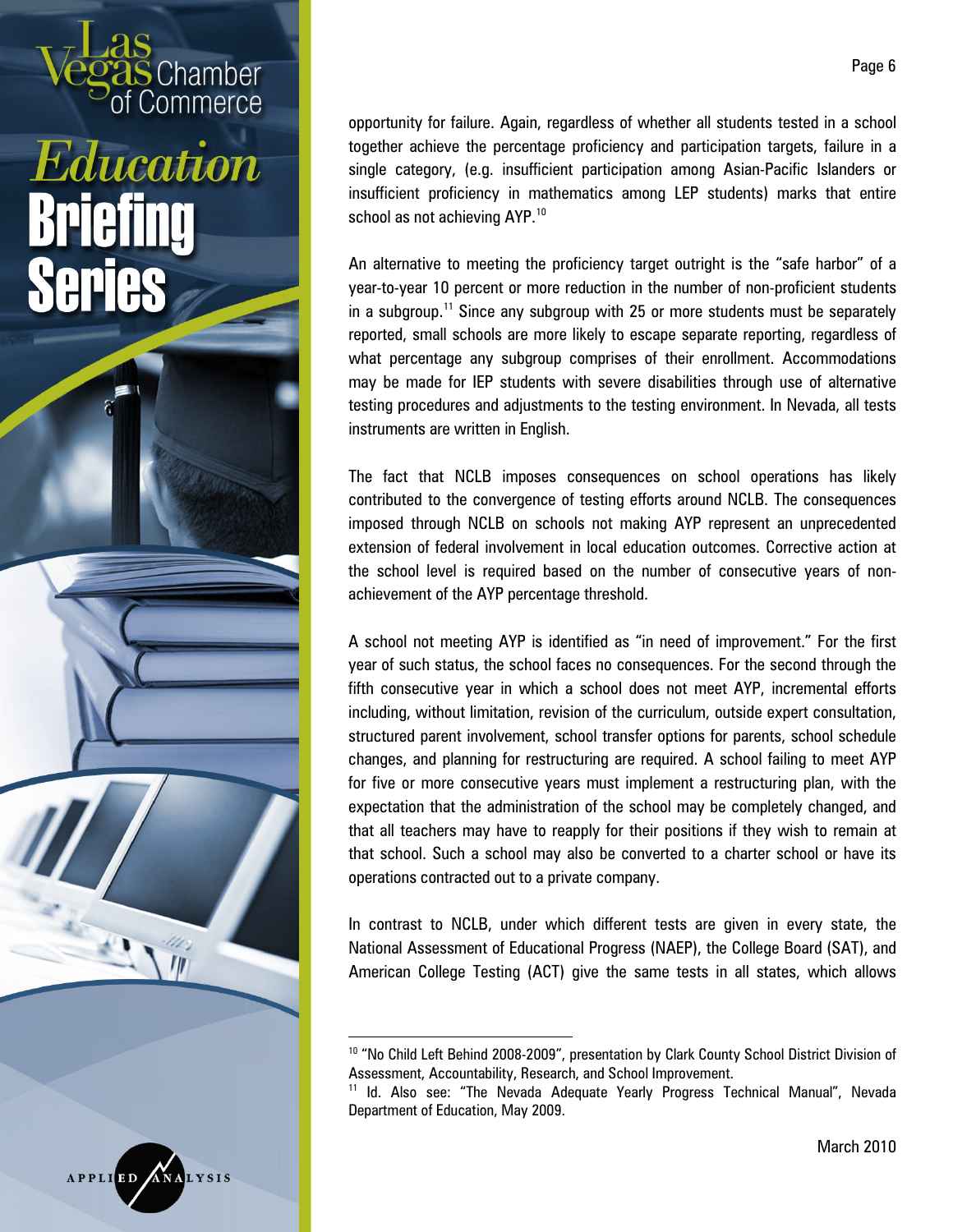opportunity for failure. Again, regardless of whether all students tested in a school together achieve the percentage proficiency and participation targets, failure in a single category, (e.g. insufficient participation among Asian-Pacific Islanders or insufficient proficiency in mathematics among LEP students) marks that entire school as not achieving AYP.[10]

An alternative to meeting the proficiency target outright is the "safe harbor" of a year-to-year 10 percent or more reduction in the number of non-proficient students in a subgroup.[11] Since any subgroup with 25 or more students must be separately reported, small schools are more likely to escape separate reporting, regardless of what percentage any subgroup comprises of their enrollment. Accommodations may be made for IEP students with severe disabilities through use of alternative testing procedures and adjustments to the testing environment. In Nevada, all tests instruments are written in English.

The fact that NCLB imposes consequences on school operations has likely contributed to the convergence of testing efforts around NCLB. The consequences imposed through NCLB on schools not making AYP represent an unprecedented extension of federal involvement in local education outcomes. Corrective action at the school level is required based on the number of consecutive years of non-achievement of the AYP percentage threshold.

A school not meeting AYP is identified as "in need of improvement." For the first year of such status, the school faces no consequences. For the second through the fifth consecutive year in which a school does not meet AYP, incremental efforts including, without limitation, revision of the curriculum, outside expert consultation, structured parent involvement, school transfer options for parents, school schedule changes, and planning for restructuring are required. A school failing to meet AYP for five or more consecutive years must implement a restructuring plan, with the expectation that the administration of the school may be completely changed, and that all teachers may have to reapply for their positions if they wish to remain at that school. Such a school may also be converted to a charter school or have its operations contracted out to a private company.

In contrast to NCLB, under which different tests are given in every state, the National Assessment of Educational Progress (NAEP), the College Board (SAT), and American College Testing (ACT) give the same tests in all states, which allows

---

[10] "No Child Left Behind 2008-2009", presentation by Clark County School District Division of Assessment, Accountability, Research, and School Improvement.

[11] Id. Also see: "The Nevada Adequate Yearly Progress Technical Manual", Nevada Department of Education, May 2009.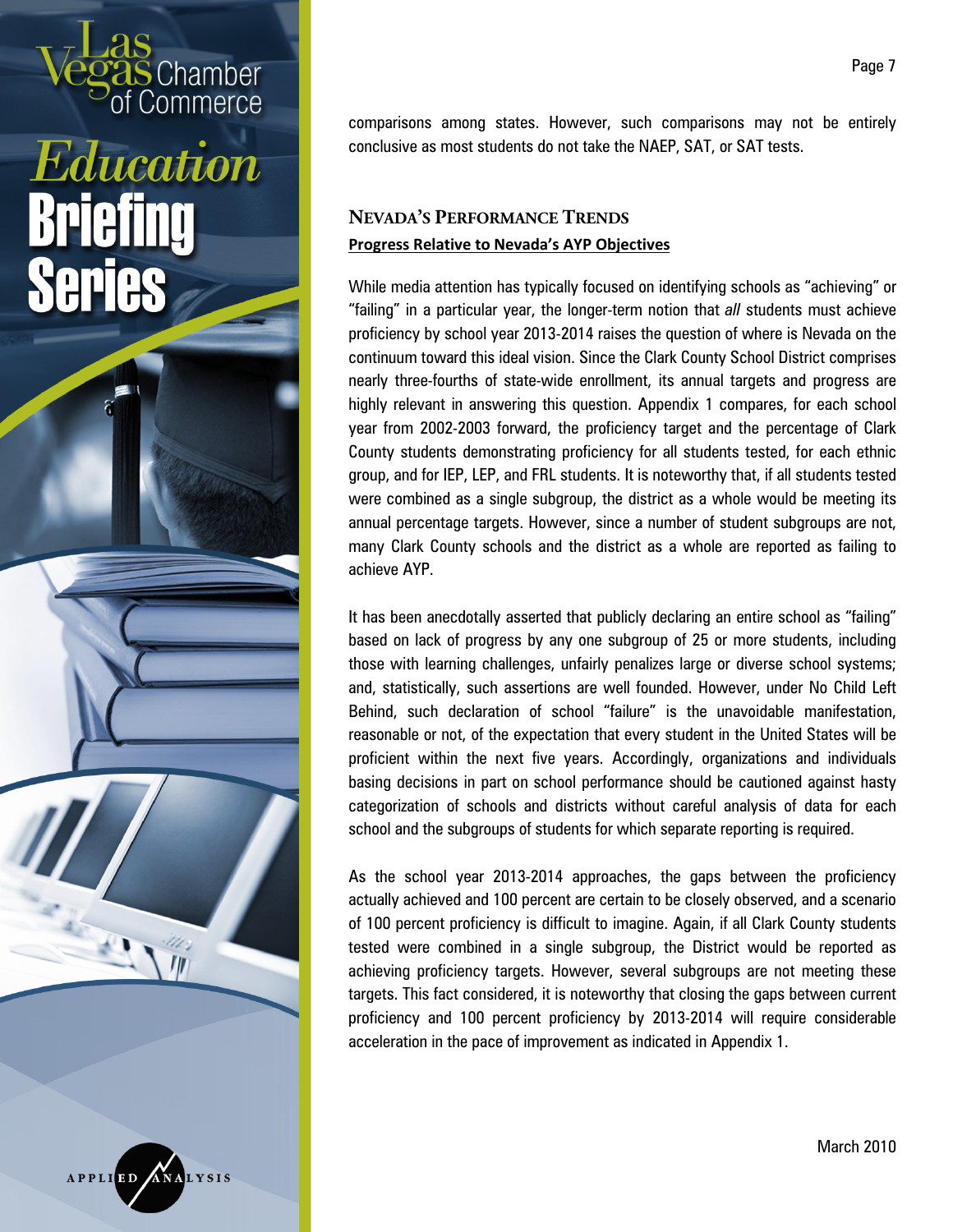comparisons among states. However, such comparisons may not be entirely conclusive as most students do not take the NAEP, SAT, or SAT tests.

## Nevada's Performance Trends

### Progress Relative to Nevada's AYP Objectives

While media attention has typically focused on identifying schools as "achieving" or "failing" in a particular year, the longer-term notion that *all* students must achieve proficiency by school year 2013-2014 raises the question of where is Nevada on the continuum toward this ideal vision. Since the Clark County School District comprises nearly three-fourths of state-wide enrollment, its annual targets and progress are highly relevant in answering this question. Appendix 1 compares, for each school year from 2002-2003 forward, the proficiency target and the percentage of Clark County students demonstrating proficiency for all students tested, for each ethnic group, and for IEP, LEP, and FRL students. It is noteworthy that, if all students tested were combined as a single subgroup, the district as a whole would be meeting its annual percentage targets. However, since a number of student subgroups are not, many Clark County schools and the district as a whole are reported as failing to achieve AYP.

It has been anecdotally asserted that publicly declaring an entire school as "failing" based on lack of progress by any one subgroup of 25 or more students, including those with learning challenges, unfairly penalizes large or diverse school systems; and, statistically, such assertions are well founded. However, under No Child Left Behind, such declaration of school "failure" is the unavoidable manifestation, reasonable or not, of the expectation that every student in the United States will be proficient within the next five years. Accordingly, organizations and individuals basing decisions in part on school performance should be cautioned against hasty categorization of schools and districts without careful analysis of data for each school and the subgroups of students for which separate reporting is required.

As the school year 2013-2014 approaches, the gaps between the proficiency actually achieved and 100 percent are certain to be closely observed, and a scenario of 100 percent proficiency is difficult to imagine. Again, if all Clark County students tested were combined in a single subgroup, the District would be reported as achieving proficiency targets. However, several subgroups are not meeting these targets. This fact considered, it is noteworthy that closing the gaps between current proficiency and 100 percent proficiency by 2013-2014 will require considerable acceleration in the pace of improvement as indicated in Appendix 1.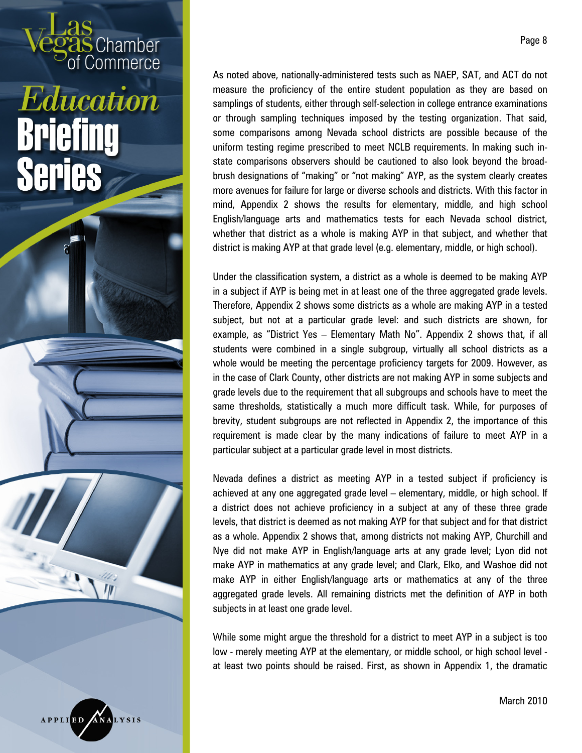As noted above, nationally-administered tests such as NAEP, SAT, and ACT do not measure the proficiency of the entire student population as they are based on samplings of students, either through self-selection in college entrance examinations or through sampling techniques imposed by the testing organization. That said, some comparisons among Nevada school districts are possible because of the uniform testing regime prescribed to meet NCLB requirements. In making such in-state comparisons observers should be cautioned to also look beyond the broad-brush designations of "making" or "not making" AYP, as the system clearly creates more avenues for failure for large or diverse schools and districts. With this factor in mind, Appendix 2 shows the results for elementary, middle, and high school English/language arts and mathematics tests for each Nevada school district, whether that district as a whole is making AYP in that subject, and whether that district is making AYP at that grade level (e.g. elementary, middle, or high school).

Under the classification system, a district as a whole is deemed to be making AYP in a subject if AYP is being met in at least one of the three aggregated grade levels. Therefore, Appendix 2 shows some districts as a whole are making AYP in a tested subject, but not at a particular grade level: and such districts are shown, for example, as "District Yes – Elementary Math No". Appendix 2 shows that, if all students were combined in a single subgroup, virtually all school districts as a whole would be meeting the percentage proficiency targets for 2009. However, as in the case of Clark County, other districts are not making AYP in some subjects and grade levels due to the requirement that all subgroups and schools have to meet the same thresholds, statistically a much more difficult task. While, for purposes of brevity, student subgroups are not reflected in Appendix 2, the importance of this requirement is made clear by the many indications of failure to meet AYP in a particular subject at a particular grade level in most districts.

Nevada defines a district as meeting AYP in a tested subject if proficiency is achieved at any one aggregated grade level – elementary, middle, or high school. If a district does not achieve proficiency in a subject at any of these three grade levels, that district is deemed as not making AYP for that subject and for that district as a whole. Appendix 2 shows that, among districts not making AYP, Churchill and Nye did not make AYP in English/language arts at any grade level; Lyon did not make AYP in mathematics at any grade level; and Clark, Elko, and Washoe did not make AYP in either English/language arts or mathematics at any of the three aggregated grade levels. All remaining districts met the definition of AYP in both subjects in at least one grade level.

While some might argue the threshold for a district to meet AYP in a subject is too low - merely meeting AYP at the elementary, or middle school, or high school level - at least two points should be raised. First, as shown in Appendix 1, the dramatic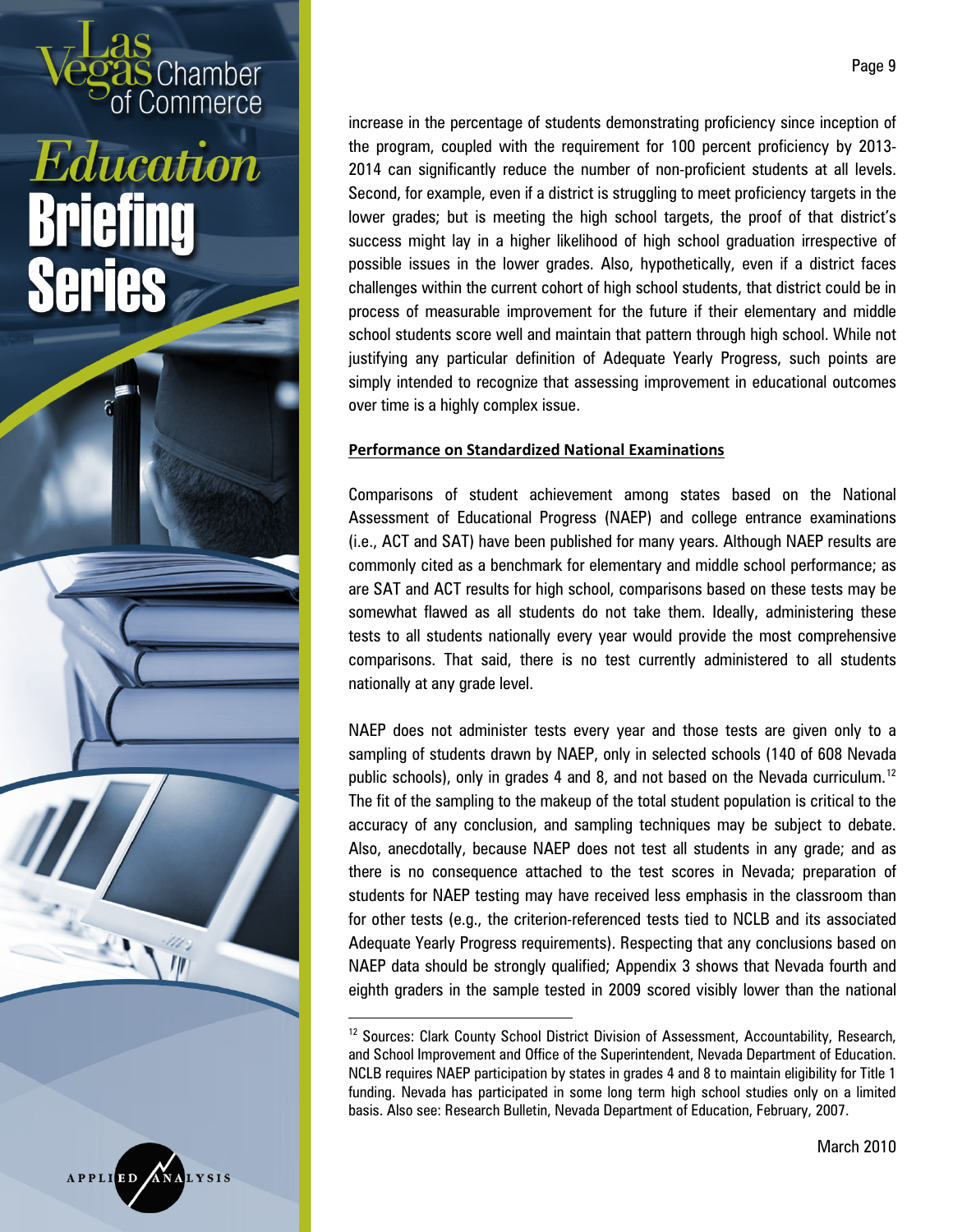increase in the percentage of students demonstrating proficiency since inception of the program, coupled with the requirement for 100 percent proficiency by 2013-2014 can significantly reduce the number of non-proficient students at all levels. Second, for example, even if a district is struggling to meet proficiency targets in the lower grades; but is meeting the high school targets, the proof of that district's success might lay in a higher likelihood of high school graduation irrespective of possible issues in the lower grades. Also, hypothetically, even if a district faces challenges within the current cohort of high school students, that district could be in process of measurable improvement for the future if their elementary and middle school students score well and maintain that pattern through high school. While not justifying any particular definition of Adequate Yearly Progress, such points are simply intended to recognize that assessing improvement in educational outcomes over time is a highly complex issue.

**Performance on Standardized National Examinations**

Comparisons of student achievement among states based on the National Assessment of Educational Progress (NAEP) and college entrance examinations (i.e., ACT and SAT) have been published for many years. Although NAEP results are commonly cited as a benchmark for elementary and middle school performance; as are SAT and ACT results for high school, comparisons based on these tests may be somewhat flawed as all students do not take them. Ideally, administering these tests to all students nationally every year would provide the most comprehensive comparisons. That said, there is no test currently administered to all students nationally at any grade level.

NAEP does not administer tests every year and those tests are given only to a sampling of students drawn by NAEP, only in selected schools (140 of 608 Nevada public schools), only in grades 4 and 8, and not based on the Nevada curriculum.[12] The fit of the sampling to the makeup of the total student population is critical to the accuracy of any conclusion, and sampling techniques may be subject to debate. Also, anecdotally, because NAEP does not test all students in any grade; and as there is no consequence attached to the test scores in Nevada; preparation of students for NAEP testing may have received less emphasis in the classroom than for other tests (e.g., the criterion-referenced tests tied to NCLB and its associated Adequate Yearly Progress requirements). Respecting that any conclusions based on NAEP data should be strongly qualified; Appendix 3 shows that Nevada fourth and eighth graders in the sample tested in 2009 scored visibly lower than the national

---

[12] Sources: Clark County School District Division of Assessment, Accountability, Research, and School Improvement and Office of the Superintendent, Nevada Department of Education. NCLB requires NAEP participation by states in grades 4 and 8 to maintain eligibility for Title 1 funding. Nevada has participated in some long term high school studies only on a limited basis. Also see: Research Bulletin, Nevada Department of Education, February, 2007.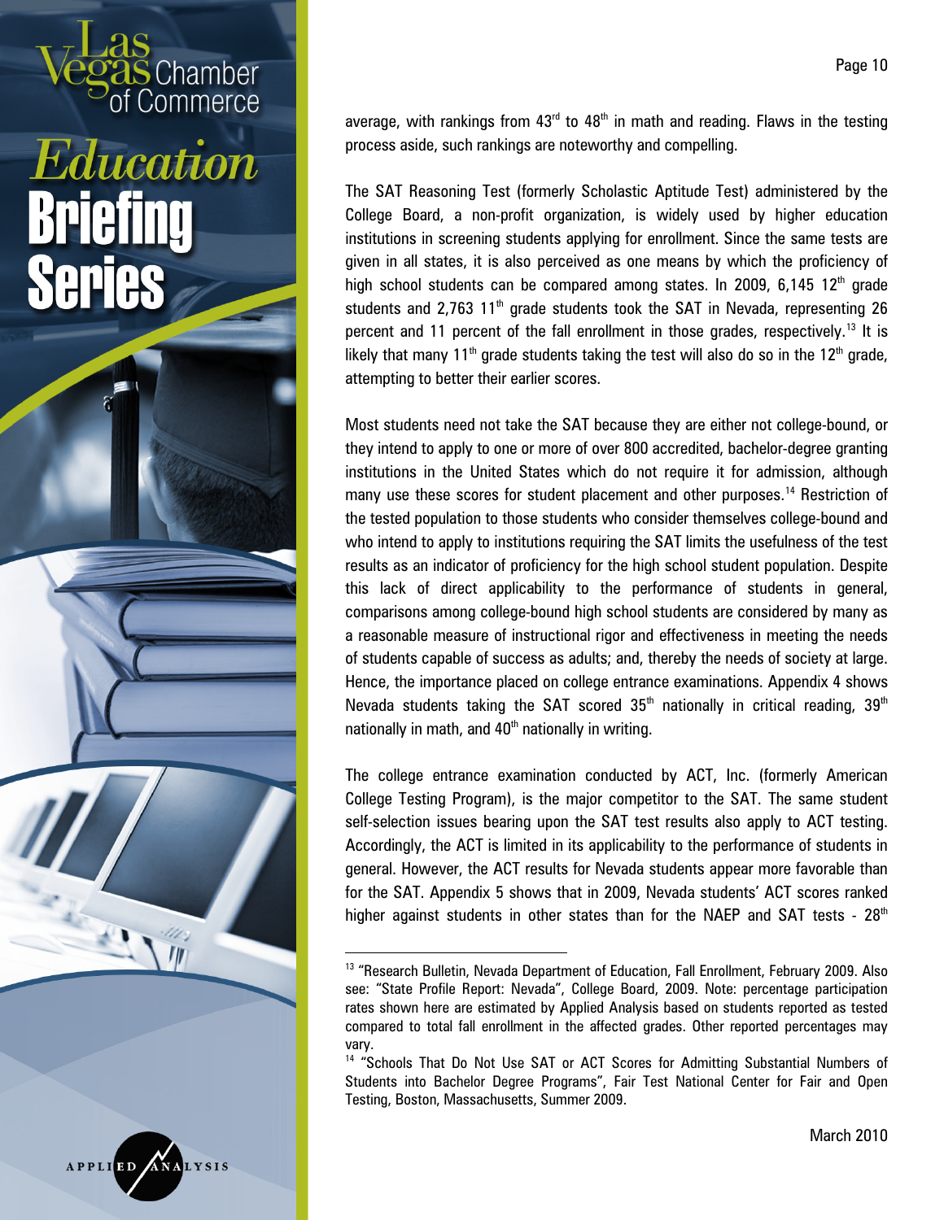average, with rankings from 43rd to 48th in math and reading. Flaws in the testing process aside, such rankings are noteworthy and compelling.

The SAT Reasoning Test (formerly Scholastic Aptitude Test) administered by the College Board, a non-profit organization, is widely used by higher education institutions in screening students applying for enrollment. Since the same tests are given in all states, it is also perceived as one means by which the proficiency of high school students can be compared among states. In 2009, 6,145 12th grade students and 2,763 11th grade students took the SAT in Nevada, representing 26 percent and 11 percent of the fall enrollment in those grades, respectively.[13] It is likely that many 11th grade students taking the test will also do so in the 12th grade, attempting to better their earlier scores.

Most students need not take the SAT because they are either not college-bound, or they intend to apply to one or more of over 800 accredited, bachelor-degree granting institutions in the United States which do not require it for admission, although many use these scores for student placement and other purposes.[14] Restriction of the tested population to those students who consider themselves college-bound and who intend to apply to institutions requiring the SAT limits the usefulness of the test results as an indicator of proficiency for the high school student population. Despite this lack of direct applicability to the performance of students in general, comparisons among college-bound high school students are considered by many as a reasonable measure of instructional rigor and effectiveness in meeting the needs of students capable of success as adults; and, thereby the needs of society at large. Hence, the importance placed on college entrance examinations. Appendix 4 shows Nevada students taking the SAT scored 35th nationally in critical reading, 39th nationally in math, and 40th nationally in writing.

The college entrance examination conducted by ACT, Inc. (formerly American College Testing Program), is the major competitor to the SAT. The same student self-selection issues bearing upon the SAT test results also apply to ACT testing. Accordingly, the ACT is limited in its applicability to the performance of students in general. However, the ACT results for Nevada students appear more favorable than for the SAT. Appendix 5 shows that in 2009, Nevada students' ACT scores ranked higher against students in other states than for the NAEP and SAT tests - 28th

---

[13] "Research Bulletin, Nevada Department of Education, Fall Enrollment, February 2009. Also see: "State Profile Report: Nevada", College Board, 2009. Note: percentage participation rates shown here are estimated by Applied Analysis based on students reported as tested compared to total fall enrollment in the affected grades. Other reported percentages may vary.

[14] "Schools That Do Not Use SAT or ACT Scores for Admitting Substantial Numbers of Students into Bachelor Degree Programs", Fair Test National Center for Fair and Open Testing, Boston, Massachusetts, Summer 2009.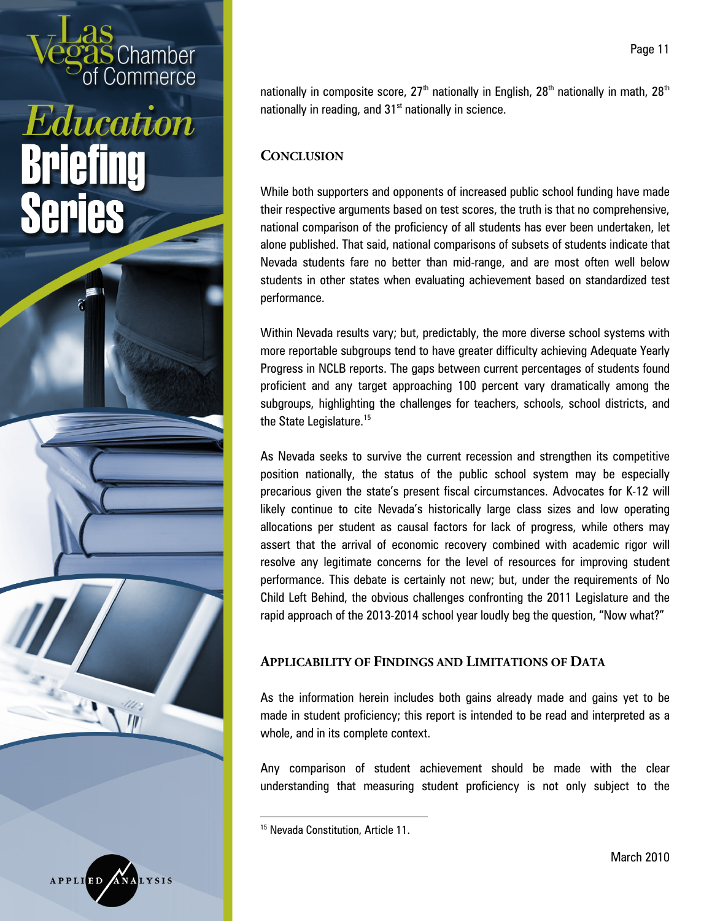nationally in composite score, 27th nationally in English, 28th nationally in math, 28th nationally in reading, and 31st nationally in science.

## Conclusion

While both supporters and opponents of increased public school funding have made their respective arguments based on test scores, the truth is that no comprehensive, national comparison of the proficiency of all students has ever been undertaken, let alone published. That said, national comparisons of subsets of students indicate that Nevada students fare no better than mid-range, and are most often well below students in other states when evaluating achievement based on standardized test performance.

Within Nevada results vary; but, predictably, the more diverse school systems with more reportable subgroups tend to have greater difficulty achieving Adequate Yearly Progress in NCLB reports. The gaps between current percentages of students found proficient and any target approaching 100 percent vary dramatically among the subgroups, highlighting the challenges for teachers, schools, school districts, and the State Legislature.[15]

As Nevada seeks to survive the current recession and strengthen its competitive position nationally, the status of the public school system may be especially precarious given the state's present fiscal circumstances. Advocates for K-12 will likely continue to cite Nevada's historically large class sizes and low operating allocations per student as causal factors for lack of progress, while others may assert that the arrival of economic recovery combined with academic rigor will resolve any legitimate concerns for the level of resources for improving student performance. This debate is certainly not new; but, under the requirements of No Child Left Behind, the obvious challenges confronting the 2011 Legislature and the rapid approach of the 2013-2014 school year loudly beg the question, "Now what?"

## Applicability of Findings and Limitations of Data

As the information herein includes both gains already made and gains yet to be made in student proficiency; this report is intended to be read and interpreted as a whole, and in its complete context.

Any comparison of student achievement should be made with the clear understanding that measuring student proficiency is not only subject to the

---

[15] Nevada Constitution, Article 11.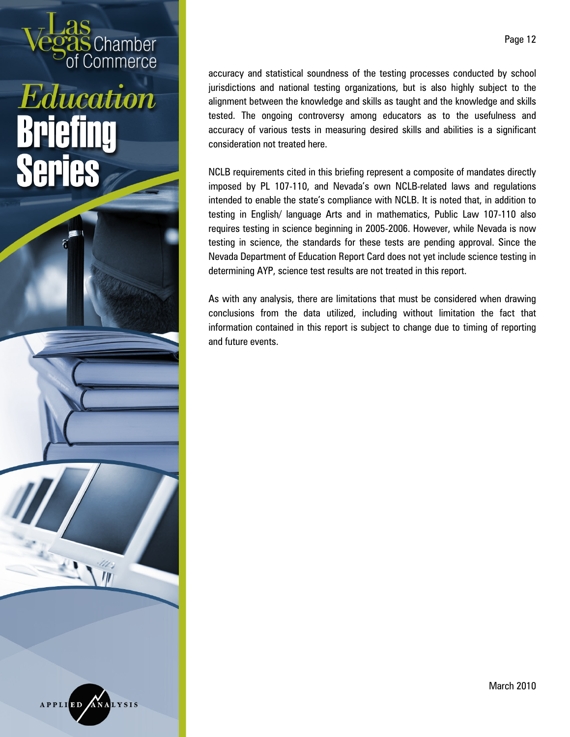accuracy and statistical soundness of the testing processes conducted by school jurisdictions and national testing organizations, but is also highly subject to the alignment between the knowledge and skills as taught and the knowledge and skills tested. The ongoing controversy among educators as to the usefulness and accuracy of various tests in measuring desired skills and abilities is a significant consideration not treated here.

NCLB requirements cited in this briefing represent a composite of mandates directly imposed by PL 107-110, and Nevada's own NCLB-related laws and regulations intended to enable the state's compliance with NCLB. It is noted that, in addition to testing in English/ language Arts and in mathematics, Public Law 107-110 also requires testing in science beginning in 2005-2006. However, while Nevada is now testing in science, the standards for these tests are pending approval. Since the Nevada Department of Education Report Card does not yet include science testing in determining AYP, science test results are not treated in this report.

As with any analysis, there are limitations that must be considered when drawing conclusions from the data utilized, including without limitation the fact that information contained in this report is subject to change due to timing of reporting and future events.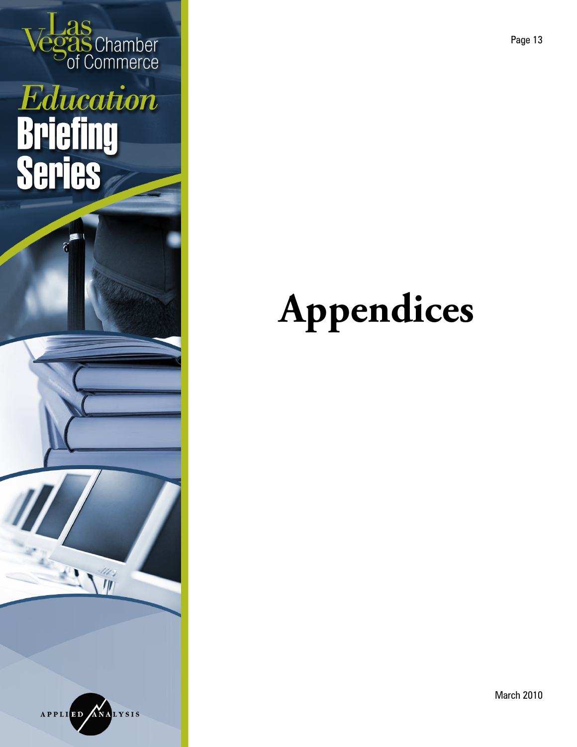# Appendices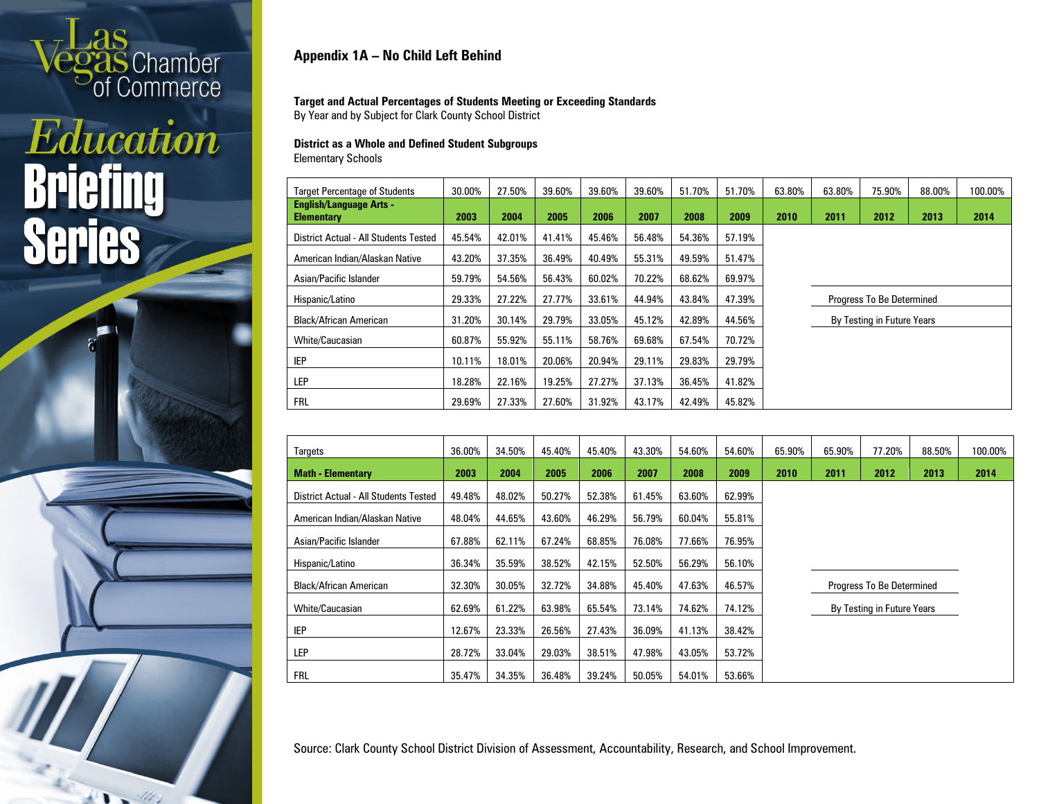## Appendix 1A – No Child Left Behind

**Target and Actual Percentages of Students Meeting or Exceeding Standards**
By Year and by Subject for Clark County School District

**District as a Whole and Defined Student Subgroups**
Elementary Schools

| Target Percentage of Students | 30.00% | 27.50% | 39.60% | 39.60% | 39.60% | 51.70% | 51.70% | 63.80% | 63.80% | 75.90% | 88.00% | 100.00% |
|---|---|---|---|---|---|---|---|---|---|---|---|---|
| **English/Language Arts - Elementary** | **2003** | **2004** | **2005** | **2006** | **2007** | **2008** | **2009** | **2010** | **2011** | **2012** | **2013** | **2014** |
| District Actual - All Students Tested | 45.54% | 42.01% | 41.41% | 45.46% | 56.48% | 54.36% | 57.19% | | | | | |
| American Indian/Alaskan Native | 43.20% | 37.35% | 36.49% | 40.49% | 55.31% | 49.59% | 51.47% | | | | | |
| Asian/Pacific Islander | 59.79% | 54.56% | 56.43% | 60.02% | 70.22% | 68.62% | 69.97% | | | | | |
| Hispanic/Latino | 29.33% | 27.22% | 27.77% | 33.61% | 44.94% | 43.84% | 47.39% | | Progress To Be Determined | | | |
| Black/African American | 31.20% | 30.14% | 29.79% | 33.05% | 45.12% | 42.89% | 44.56% | | By Testing in Future Years | | | |
| White/Caucasian | 60.87% | 55.92% | 55.11% | 58.76% | 69.68% | 67.54% | 70.72% | | | | | |
| IEP | 10.11% | 18.01% | 20.06% | 20.94% | 29.11% | 29.83% | 29.79% | | | | | |
| LEP | 18.28% | 22.16% | 19.25% | 27.27% | 37.13% | 36.45% | 41.82% | | | | | |
| FRL | 29.69% | 27.33% | 27.60% | 31.92% | 43.17% | 42.49% | 45.82% | | | | | |

| Targets | 36.00% | 34.50% | 45.40% | 45.40% | 43.30% | 54.60% | 54.60% | 65.90% | 65.90% | 77.20% | 88.50% | 100.00% |
|---|---|---|---|---|---|---|---|---|---|---|---|---|
| **Math - Elementary** | **2003** | **2004** | **2005** | **2006** | **2007** | **2008** | **2009** | **2010** | **2011** | **2012** | **2013** | **2014** |
| District Actual - All Students Tested | 49.48% | 48.02% | 50.27% | 52.38% | 61.45% | 63.60% | 62.99% | | | | | |
| American Indian/Alaskan Native | 48.04% | 44.65% | 43.60% | 46.29% | 56.79% | 60.04% | 55.81% | | | | | |
| Asian/Pacific Islander | 67.88% | 62.11% | 67.24% | 68.85% | 76.08% | 77.66% | 76.95% | | | | | |
| Hispanic/Latino | 36.34% | 35.59% | 38.52% | 42.15% | 52.50% | 56.29% | 56.10% | | | | | |
| Black/African American | 32.30% | 30.05% | 32.72% | 34.88% | 45.40% | 47.63% | 46.57% | | Progress To Be Determined | | | |
| White/Caucasian | 62.69% | 61.22% | 63.98% | 65.54% | 73.14% | 74.62% | 74.12% | | By Testing in Future Years | | | |
| IEP | 12.67% | 23.33% | 26.56% | 27.43% | 36.09% | 41.13% | 38.42% | | | | | |
| LEP | 28.72% | 33.04% | 29.03% | 38.51% | 47.98% | 43.05% | 53.72% | | | | | |
| FRL | 35.47% | 34.35% | 36.48% | 39.24% | 50.05% | 54.01% | 53.66% | | | | | |

Source: Clark County School District Division of Assessment, Accountability, Research, and School Improvement.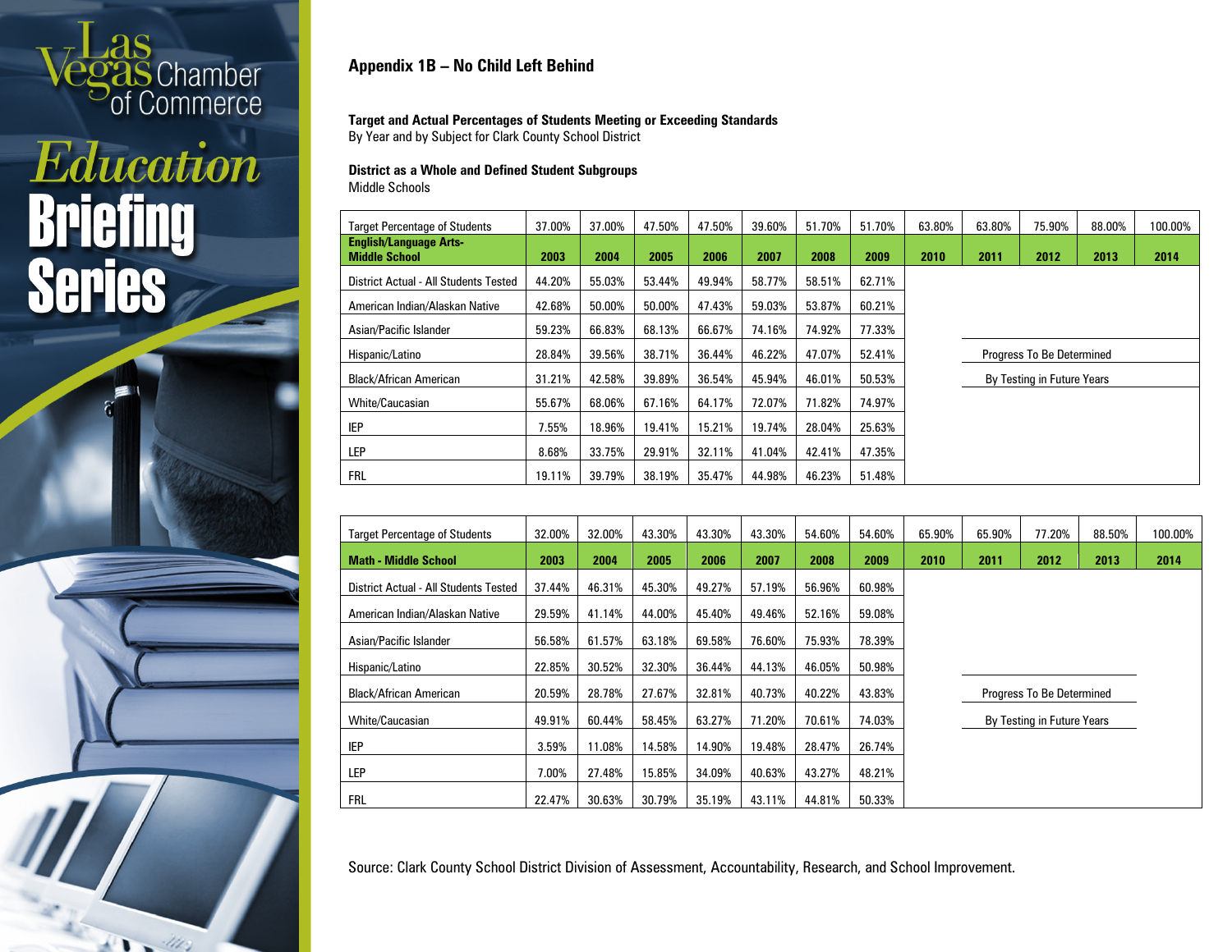## Appendix 1B – No Child Left Behind

**Target and Actual Percentages of Students Meeting or Exceeding Standards**
By Year and by Subject for Clark County School District

**District as a Whole and Defined Student Subgroups**
Middle Schools

| Target Percentage of Students | 37.00% | 37.00% | 47.50% | 47.50% | 39.60% | 51.70% | 51.70% | 63.80% | 63.80% | 75.90% | 88.00% | 100.00% |
|---|---|---|---|---|---|---|---|---|---|---|---|---|
| **English/Language Arts-Middle School** | **2003** | **2004** | **2005** | **2006** | **2007** | **2008** | **2009** | **2010** | **2011** | **2012** | **2013** | **2014** |
| District Actual - All Students Tested | 44.20% | 55.03% | 53.44% | 49.94% | 58.77% | 58.51% | 62.71% | | | | | |
| American Indian/Alaskan Native | 42.68% | 50.00% | 50.00% | 47.43% | 59.03% | 53.87% | 60.21% | | | | | |
| Asian/Pacific Islander | 59.23% | 66.83% | 68.13% | 66.67% | 74.16% | 74.92% | 77.33% | | | | | |
| Hispanic/Latino | 28.84% | 39.56% | 38.71% | 36.44% | 46.22% | 47.07% | 52.41% | | Progress To Be Determined | | | |
| Black/African American | 31.21% | 42.58% | 39.89% | 36.54% | 45.94% | 46.01% | 50.53% | | By Testing in Future Years | | | |
| White/Caucasian | 55.67% | 68.06% | 67.16% | 64.17% | 72.07% | 71.82% | 74.97% | | | | | |
| IEP | 7.55% | 18.96% | 19.41% | 15.21% | 19.74% | 28.04% | 25.63% | | | | | |
| LEP | 8.68% | 33.75% | 29.91% | 32.11% | 41.04% | 42.41% | 47.35% | | | | | |
| FRL | 19.11% | 39.79% | 38.19% | 35.47% | 44.98% | 46.23% | 51.48% | | | | | |

| Target Percentage of Students | 32.00% | 32.00% | 43.30% | 43.30% | 43.30% | 54.60% | 54.60% | 65.90% | 65.90% | 77.20% | 88.50% | 100.00% |
|---|---|---|---|---|---|---|---|---|---|---|---|---|
| **Math - Middle School** | **2003** | **2004** | **2005** | **2006** | **2007** | **2008** | **2009** | **2010** | **2011** | **2012** | **2013** | **2014** |
| District Actual - All Students Tested | 37.44% | 46.31% | 45.30% | 49.27% | 57.19% | 56.96% | 60.98% | | | | | |
| American Indian/Alaskan Native | 29.59% | 41.14% | 44.00% | 45.40% | 49.46% | 52.16% | 59.08% | | | | | |
| Asian/Pacific Islander | 56.58% | 61.57% | 63.18% | 69.58% | 76.60% | 75.93% | 78.39% | | | | | |
| Hispanic/Latino | 22.85% | 30.52% | 32.30% | 36.44% | 44.13% | 46.05% | 50.98% | | | | | |
| Black/African American | 20.59% | 28.78% | 27.67% | 32.81% | 40.73% | 40.22% | 43.83% | | Progress To Be Determined | | | |
| White/Caucasian | 49.91% | 60.44% | 58.45% | 63.27% | 71.20% | 70.61% | 74.03% | | By Testing in Future Years | | | |
| IEP | 3.59% | 11.08% | 14.58% | 14.90% | 19.48% | 28.47% | 26.74% | | | | | |
| LEP | 7.00% | 27.48% | 15.85% | 34.09% | 40.63% | 43.27% | 48.21% | | | | | |
| FRL | 22.47% | 30.63% | 30.79% | 35.19% | 43.11% | 44.81% | 50.33% | | | | | |

Source: Clark County School District Division of Assessment, Accountability, Research, and School Improvement.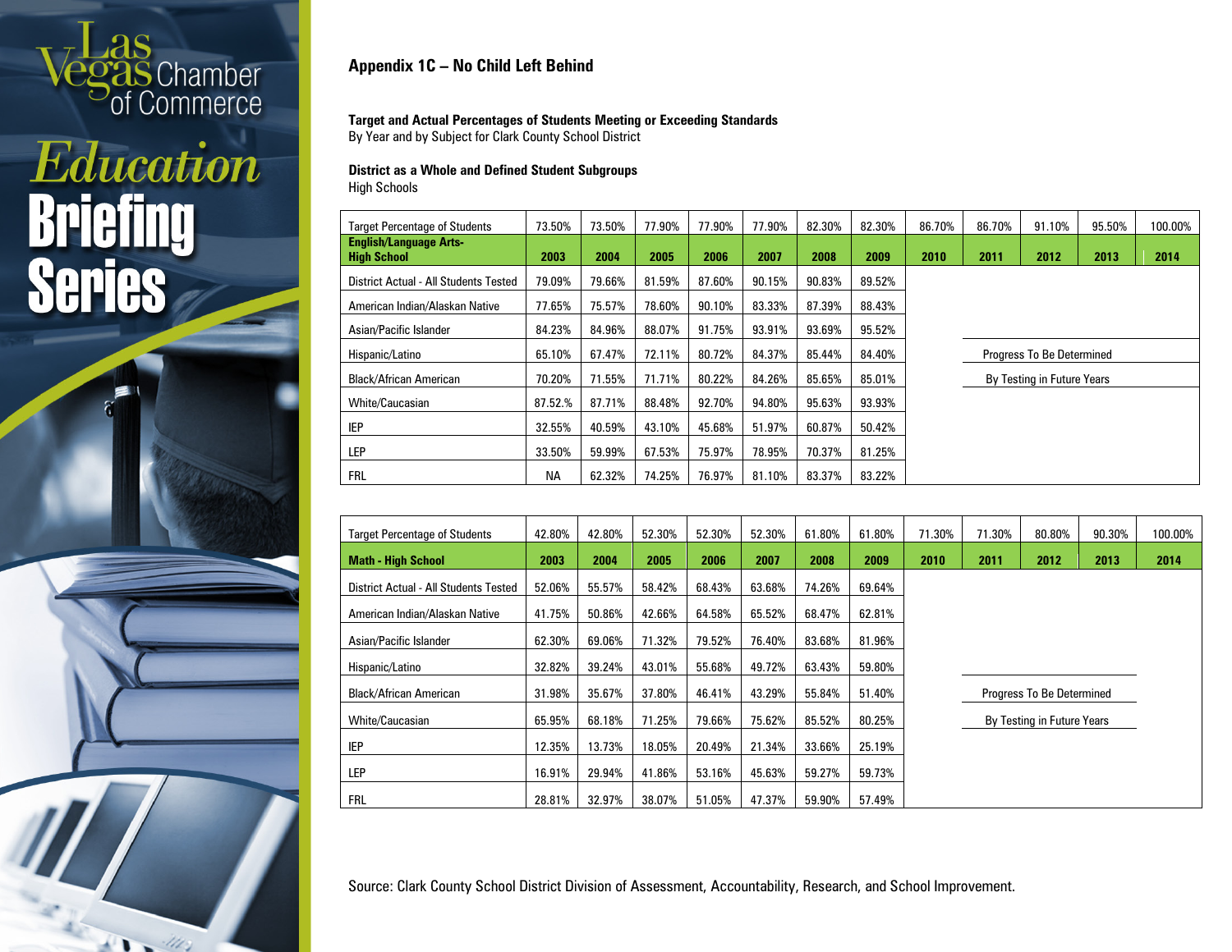## Appendix 1C – No Child Left Behind

**Target and Actual Percentages of Students Meeting or Exceeding Standards**
By Year and by Subject for Clark County School District

**District as a Whole and Defined Student Subgroups**
High Schools

| Target Percentage of Students | 73.50% | 73.50% | 77.90% | 77.90% | 77.90% | 82.30% | 82.30% | 86.70% | 86.70% | 91.10% | 95.50% | 100.00% |
|---|---|---|---|---|---|---|---|---|---|---|---|---|
| **English/Language Arts- High School** | **2003** | **2004** | **2005** | **2006** | **2007** | **2008** | **2009** | **2010** | **2011** | **2012** | **2013** | **2014** |
| District Actual - All Students Tested | 79.09% | 79.66% | 81.59% | 87.60% | 90.15% | 90.83% | 89.52% | | | | | |
| American Indian/Alaskan Native | 77.65% | 75.57% | 78.60% | 90.10% | 83.33% | 87.39% | 88.43% | | | | | |
| Asian/Pacific Islander | 84.23% | 84.96% | 88.07% | 91.75% | 93.91% | 93.69% | 95.52% | | | | | |
| Hispanic/Latino | 65.10% | 67.47% | 72.11% | 80.72% | 84.37% | 85.44% | 84.40% | | Progress To Be Determined | | | |
| Black/African American | 70.20% | 71.55% | 71.71% | 80.22% | 84.26% | 85.65% | 85.01% | | By Testing in Future Years | | | |
| White/Caucasian | 87.52.% | 87.71% | 88.48% | 92.70% | 94.80% | 95.63% | 93.93% | | | | | |
| IEP | 32.55% | 40.59% | 43.10% | 45.68% | 51.97% | 60.87% | 50.42% | | | | | |
| LEP | 33.50% | 59.99% | 67.53% | 75.97% | 78.95% | 70.37% | 81.25% | | | | | |
| FRL | NA | 62.32% | 74.25% | 76.97% | 81.10% | 83.37% | 83.22% | | | | | |

| Target Percentage of Students | 42.80% | 42.80% | 52.30% | 52.30% | 52.30% | 61.80% | 61.80% | 71.30% | 71.30% | 80.80% | 90.30% | 100.00% |
|---|---|---|---|---|---|---|---|---|---|---|---|---|
| **Math - High School** | **2003** | **2004** | **2005** | **2006** | **2007** | **2008** | **2009** | **2010** | **2011** | **2012** | **2013** | **2014** |
| District Actual - All Students Tested | 52.06% | 55.57% | 58.42% | 68.43% | 63.68% | 74.26% | 69.64% | | | | | |
| American Indian/Alaskan Native | 41.75% | 50.86% | 42.66% | 64.58% | 65.52% | 68.47% | 62.81% | | | | | |
| Asian/Pacific Islander | 62.30% | 69.06% | 71.32% | 79.52% | 76.40% | 83.68% | 81.96% | | | | | |
| Hispanic/Latino | 32.82% | 39.24% | 43.01% | 55.68% | 49.72% | 63.43% | 59.80% | | | | | |
| Black/African American | 31.98% | 35.67% | 37.80% | 46.41% | 43.29% | 55.84% | 51.40% | | Progress To Be Determined | | | |
| White/Caucasian | 65.95% | 68.18% | 71.25% | 79.66% | 75.62% | 85.52% | 80.25% | | By Testing in Future Years | | | |
| IEP | 12.35% | 13.73% | 18.05% | 20.49% | 21.34% | 33.66% | 25.19% | | | | | |
| LEP | 16.91% | 29.94% | 41.86% | 53.16% | 45.63% | 59.27% | 59.73% | | | | | |
| FRL | 28.81% | 32.97% | 38.07% | 51.05% | 47.37% | 59.90% | 57.49% | | | | | |

Source: Clark County School District Division of Assessment, Accountability, Research, and School Improvement.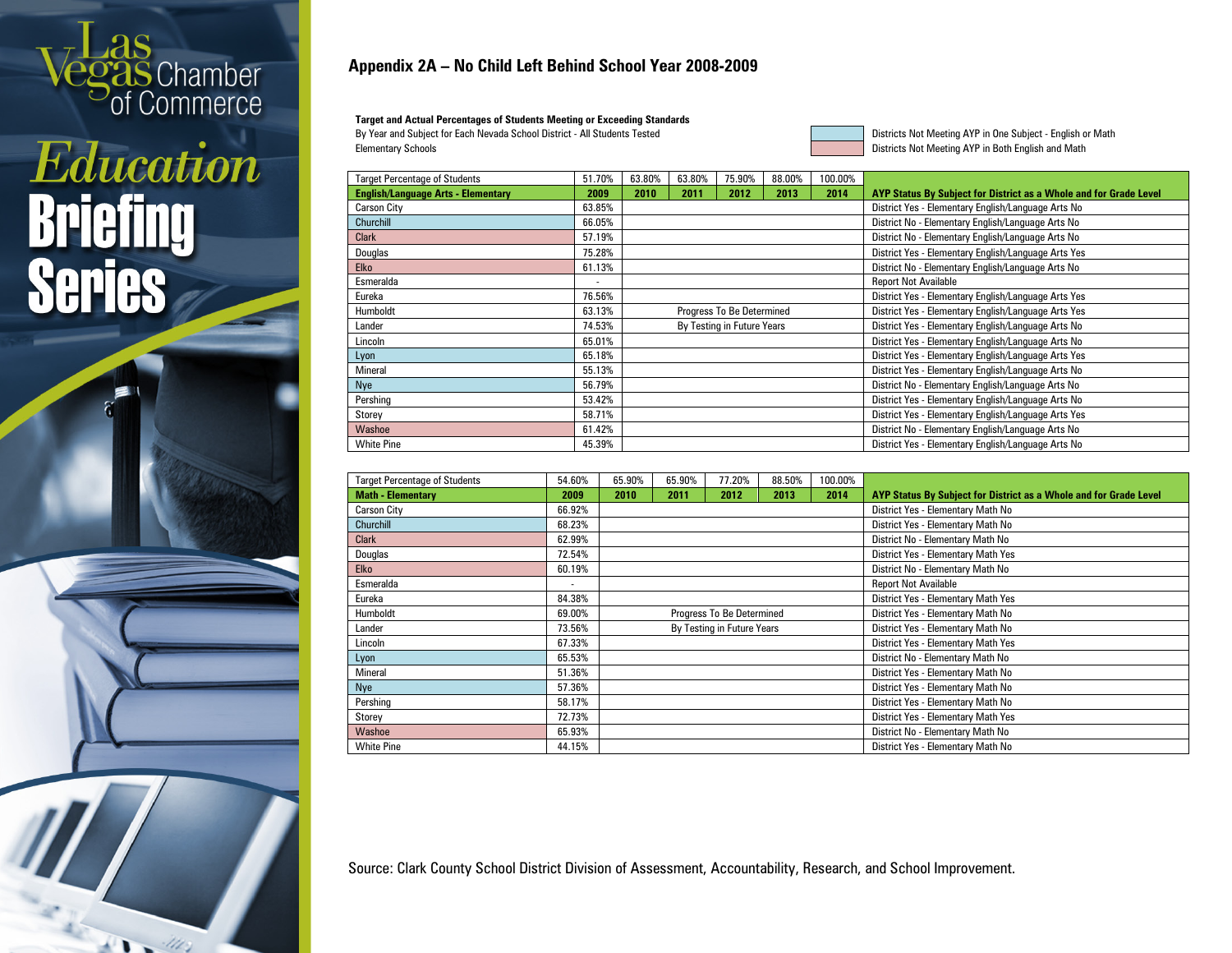## Appendix 2A – No Child Left Behind School Year 2008-2009

**Target and Actual Percentages of Students Meeting or Exceeding Standards**

By Year and Subject for Each Nevada School District - All Students Tested

Elementary Schools

Districts Not Meeting AYP in One Subject - English or Math: Churchill, Lyon, Nye

Districts Not Meeting AYP in Both English and Math: Clark, Elko, Washoe

| Target Percentage of Students | 51.70% | 63.80% | 63.80% | 75.90% | 88.00% | 100.00% | |
|---|---|---|---|---|---|---|---|
| **English/Language Arts - Elementary** | **2009** | **2010** | **2011** | **2012** | **2013** | **2014** | **AYP Status By Subject for District as a Whole and for Grade Level** |
| Carson City | 63.85% | | | | | | District Yes - Elementary English/Language Arts No |
| Churchill | 66.05% | | | | | | District No - Elementary English/Language Arts No |
| Clark | 57.19% | | | | | | District No - Elementary English/Language Arts No |
| Douglas | 75.28% | | | | | | District Yes - Elementary English/Language Arts Yes |
| Elko | 61.13% | | | | | | District No - Elementary English/Language Arts No |
| Esmeralda | - | | | | | | Report Not Available |
| Eureka | 76.56% | | | | | | District Yes - Elementary English/Language Arts Yes |
| Humboldt | 63.13% | | Progress To Be Determined | | | | District Yes - Elementary English/Language Arts Yes |
| Lander | 74.53% | | By Testing in Future Years | | | | District Yes - Elementary English/Language Arts No |
| Lincoln | 65.01% | | | | | | District Yes - Elementary English/Language Arts No |
| Lyon | 65.18% | | | | | | District Yes - Elementary English/Language Arts Yes |
| Mineral | 55.13% | | | | | | District Yes - Elementary English/Language Arts No |
| Nye | 56.79% | | | | | | District No - Elementary English/Language Arts No |
| Pershing | 53.42% | | | | | | District Yes - Elementary English/Language Arts No |
| Storey | 58.71% | | | | | | District Yes - Elementary English/Language Arts Yes |
| Washoe | 61.42% | | | | | | District No - Elementary English/Language Arts No |
| White Pine | 45.39% | | | | | | District Yes - Elementary English/Language Arts No |

| Target Percentage of Students | 54.60% | 65.90% | 65.90% | 77.20% | 88.50% | 100.00% | |
|---|---|---|---|---|---|---|---|
| **Math - Elementary** | **2009** | **2010** | **2011** | **2012** | **2013** | **2014** | **AYP Status By Subject for District as a Whole and for Grade Level** |
| Carson City | 66.92% | | | | | | District Yes - Elementary Math No |
| Churchill | 68.23% | | | | | | District Yes - Elementary Math No |
| Clark | 62.99% | | | | | | District No - Elementary Math No |
| Douglas | 72.54% | | | | | | District Yes - Elementary Math Yes |
| Elko | 60.19% | | | | | | District No - Elementary Math No |
| Esmeralda | - | | | | | | Report Not Available |
| Eureka | 84.38% | | | | | | District Yes - Elementary Math Yes |
| Humboldt | 69.00% | | Progress To Be Determined | | | | District Yes - Elementary Math No |
| Lander | 73.56% | | By Testing in Future Years | | | | District Yes - Elementary Math No |
| Lincoln | 67.33% | | | | | | District Yes - Elementary Math Yes |
| Lyon | 65.53% | | | | | | District No - Elementary Math No |
| Mineral | 51.36% | | | | | | District Yes - Elementary Math No |
| Nye | 57.36% | | | | | | District Yes - Elementary Math No |
| Pershing | 58.17% | | | | | | District Yes - Elementary Math No |
| Storey | 72.73% | | | | | | District Yes - Elementary Math Yes |
| Washoe | 65.93% | | | | | | District No - Elementary Math No |
| White Pine | 44.15% | | | | | | District Yes - Elementary Math No |

Source: Clark County School District Division of Assessment, Accountability, Research, and School Improvement.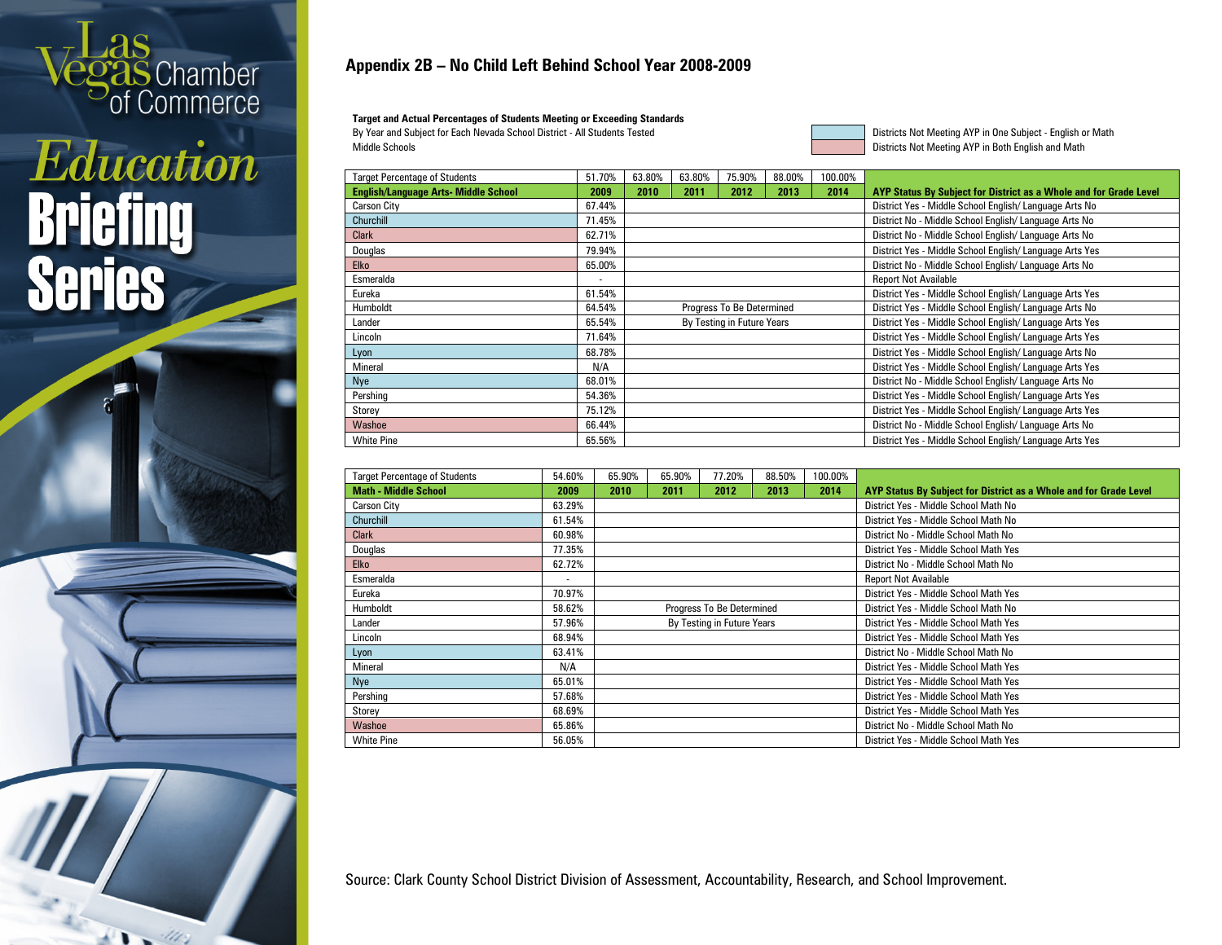## Appendix 2B – No Child Left Behind School Year 2008-2009

**Target and Actual Percentages of Students Meeting or Exceeding Standards**

By Year and Subject for Each Nevada School District - All Students Tested

Middle Schools

Districts Not Meeting AYP in One Subject - English or Math (blue)

Districts Not Meeting AYP in Both English and Math (pink)

| Target Percentage of Students | 51.70% | 63.80% | 63.80% | 75.90% | 88.00% | 100.00% | |
|---|---|---|---|---|---|---|---|
| **English/Language Arts- Middle School** | **2009** | **2010** | **2011** | **2012** | **2013** | **2014** | **AYP Status By Subject for District as a Whole and for Grade Level** |
| Carson City | 67.44% | | | | | | District Yes - Middle School English/ Language Arts No |
| Churchill | 71.45% | | | | | | District No - Middle School English/ Language Arts No |
| Clark | 62.71% | | | | | | District No - Middle School English/ Language Arts No |
| Douglas | 79.94% | | | | | | District Yes - Middle School English/ Language Arts Yes |
| Elko | 65.00% | | | | | | District No - Middle School English/ Language Arts No |
| Esmeralda | - | | | | | | Report Not Available |
| Eureka | 61.54% | | | | | | District Yes - Middle School English/ Language Arts Yes |
| Humboldt | 64.54% | Progress To Be Determined | | | | | District Yes - Middle School English/ Language Arts No |
| Lander | 65.54% | By Testing in Future Years | | | | | District Yes - Middle School English/ Language Arts Yes |
| Lincoln | 71.64% | | | | | | District Yes - Middle School English/ Language Arts Yes |
| Lyon | 68.78% | | | | | | District Yes - Middle School English/ Language Arts No |
| Mineral | N/A | | | | | | District Yes - Middle School English/ Language Arts Yes |
| Nye | 68.01% | | | | | | District No - Middle School English/ Language Arts No |
| Pershing | 54.36% | | | | | | District Yes - Middle School English/ Language Arts Yes |
| Storey | 75.12% | | | | | | District Yes - Middle School English/ Language Arts Yes |
| Washoe | 66.44% | | | | | | District No - Middle School English/ Language Arts No |
| White Pine | 65.56% | | | | | | District Yes - Middle School English/ Language Arts Yes |

| Target Percentage of Students | 54.60% | 65.90% | 65.90% | 77.20% | 88.50% | 100.00% | |
|---|---|---|---|---|---|---|---|
| **Math - Middle School** | **2009** | **2010** | **2011** | **2012** | **2013** | **2014** | **AYP Status By Subject for District as a Whole and for Grade Level** |
| Carson City | 63.29% | | | | | | District Yes - Middle School Math No |
| Churchill | 61.54% | | | | | | District Yes - Middle School Math No |
| Clark | 60.98% | | | | | | District No - Middle School Math No |
| Douglas | 77.35% | | | | | | District Yes - Middle School Math Yes |
| Elko | 62.72% | | | | | | District No - Middle School Math No |
| Esmeralda | - | | | | | | Report Not Available |
| Eureka | 70.97% | | | | | | District Yes - Middle School Math Yes |
| Humboldt | 58.62% | Progress To Be Determined | | | | | District Yes - Middle School Math No |
| Lander | 57.96% | By Testing in Future Years | | | | | District Yes - Middle School Math Yes |
| Lincoln | 68.94% | | | | | | District Yes - Middle School Math Yes |
| Lyon | 63.41% | | | | | | District No - Middle School Math No |
| Mineral | N/A | | | | | | District Yes - Middle School Math Yes |
| Nye | 65.01% | | | | | | District Yes - Middle School Math Yes |
| Pershing | 57.68% | | | | | | District Yes - Middle School Math Yes |
| Storey | 68.69% | | | | | | District Yes - Middle School Math Yes |
| Washoe | 65.86% | | | | | | District No - Middle School Math No |
| White Pine | 56.05% | | | | | | District Yes - Middle School Math Yes |

Source: Clark County School District Division of Assessment, Accountability, Research, and School Improvement.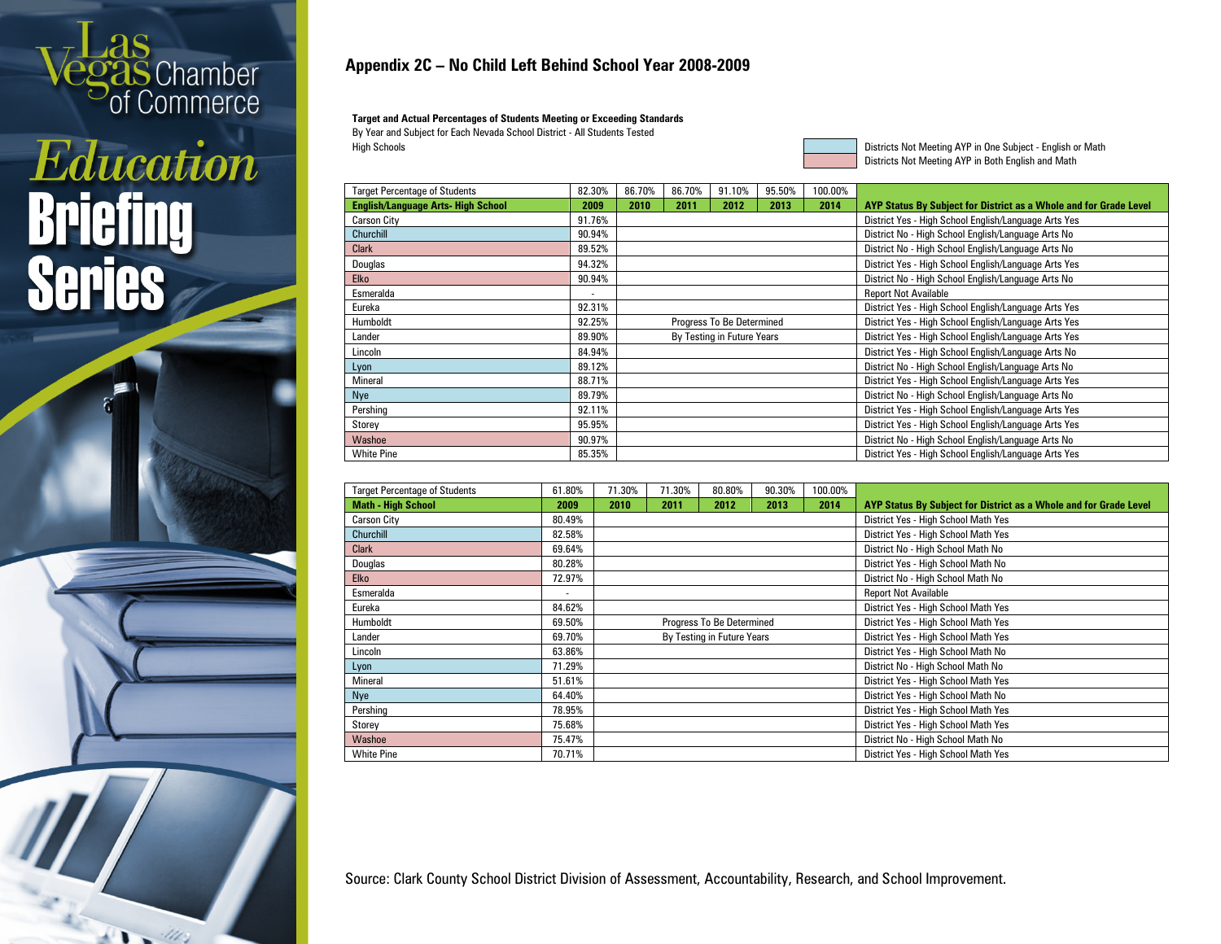## Appendix 2C – No Child Left Behind School Year 2008-2009

**Target and Actual Percentages of Students Meeting or Exceeding Standards**

By Year and Subject for Each Nevada School District - All Students Tested

High Schools

Districts Not Meeting AYP in One Subject - English or Math
Districts Not Meeting AYP in Both English and Math

| Target Percentage of Students | 82.30% | 86.70% | 86.70% | 91.10% | 95.50% | 100.00% | |
|---|---|---|---|---|---|---|---|
| **English/Language Arts- High School** | **2009** | **2010** | **2011** | **2012** | **2013** | **2014** | **AYP Status By Subject for District as a Whole and for Grade Level** |
| Carson City | 91.76% | | | | | | District Yes - High School English/Language Arts Yes |
| Churchill | 90.94% | | | | | | District No - High School English/Language Arts No |
| Clark | 89.52% | | | | | | District No - High School English/Language Arts No |
| Douglas | 94.32% | | | | | | District Yes - High School English/Language Arts Yes |
| Elko | 90.94% | | | | | | District No - High School English/Language Arts No |
| Esmeralda | - | | | | | | Report Not Available |
| Eureka | 92.31% | | | | | | District Yes - High School English/Language Arts Yes |
| Humboldt | 92.25% | Progress To Be Determined | | | | | District Yes - High School English/Language Arts Yes |
| Lander | 89.90% | By Testing in Future Years | | | | | District Yes - High School English/Language Arts Yes |
| Lincoln | 84.94% | | | | | | District Yes - High School English/Language Arts No |
| Lyon | 89.12% | | | | | | District No - High School English/Language Arts No |
| Mineral | 88.71% | | | | | | District Yes - High School English/Language Arts Yes |
| Nye | 89.79% | | | | | | District No - High School English/Language Arts No |
| Pershing | 92.11% | | | | | | District Yes - High School English/Language Arts Yes |
| Storey | 95.95% | | | | | | District Yes - High School English/Language Arts Yes |
| Washoe | 90.97% | | | | | | District No - High School English/Language Arts No |
| White Pine | 85.35% | | | | | | District Yes - High School English/Language Arts Yes |

| Target Percentage of Students | 61.80% | 71.30% | 71.30% | 80.80% | 90.30% | 100.00% | |
|---|---|---|---|---|---|---|---|
| **Math - High School** | **2009** | **2010** | **2011** | **2012** | **2013** | **2014** | **AYP Status By Subject for District as a Whole and for Grade Level** |
| Carson City | 80.49% | | | | | | District Yes - High School Math Yes |
| Churchill | 82.58% | | | | | | District Yes - High School Math Yes |
| Clark | 69.64% | | | | | | District No - High School Math No |
| Douglas | 80.28% | | | | | | District Yes - High School Math No |
| Elko | 72.97% | | | | | | District No - High School Math No |
| Esmeralda | - | | | | | | Report Not Available |
| Eureka | 84.62% | | | | | | District Yes - High School Math Yes |
| Humboldt | 69.50% | Progress To Be Determined | | | | | District Yes - High School Math Yes |
| Lander | 69.70% | By Testing in Future Years | | | | | District Yes - High School Math Yes |
| Lincoln | 63.86% | | | | | | District Yes - High School Math No |
| Lyon | 71.29% | | | | | | District No - High School Math No |
| Mineral | 51.61% | | | | | | District Yes - High School Math Yes |
| Nye | 64.40% | | | | | | District Yes - High School Math No |
| Pershing | 78.95% | | | | | | District Yes - High School Math Yes |
| Storey | 75.68% | | | | | | District Yes - High School Math Yes |
| Washoe | 75.47% | | | | | | District No - High School Math No |
| White Pine | 70.71% | | | | | | District Yes - High School Math Yes |

Source: Clark County School District Division of Assessment, Accountability, Research, and School Improvement.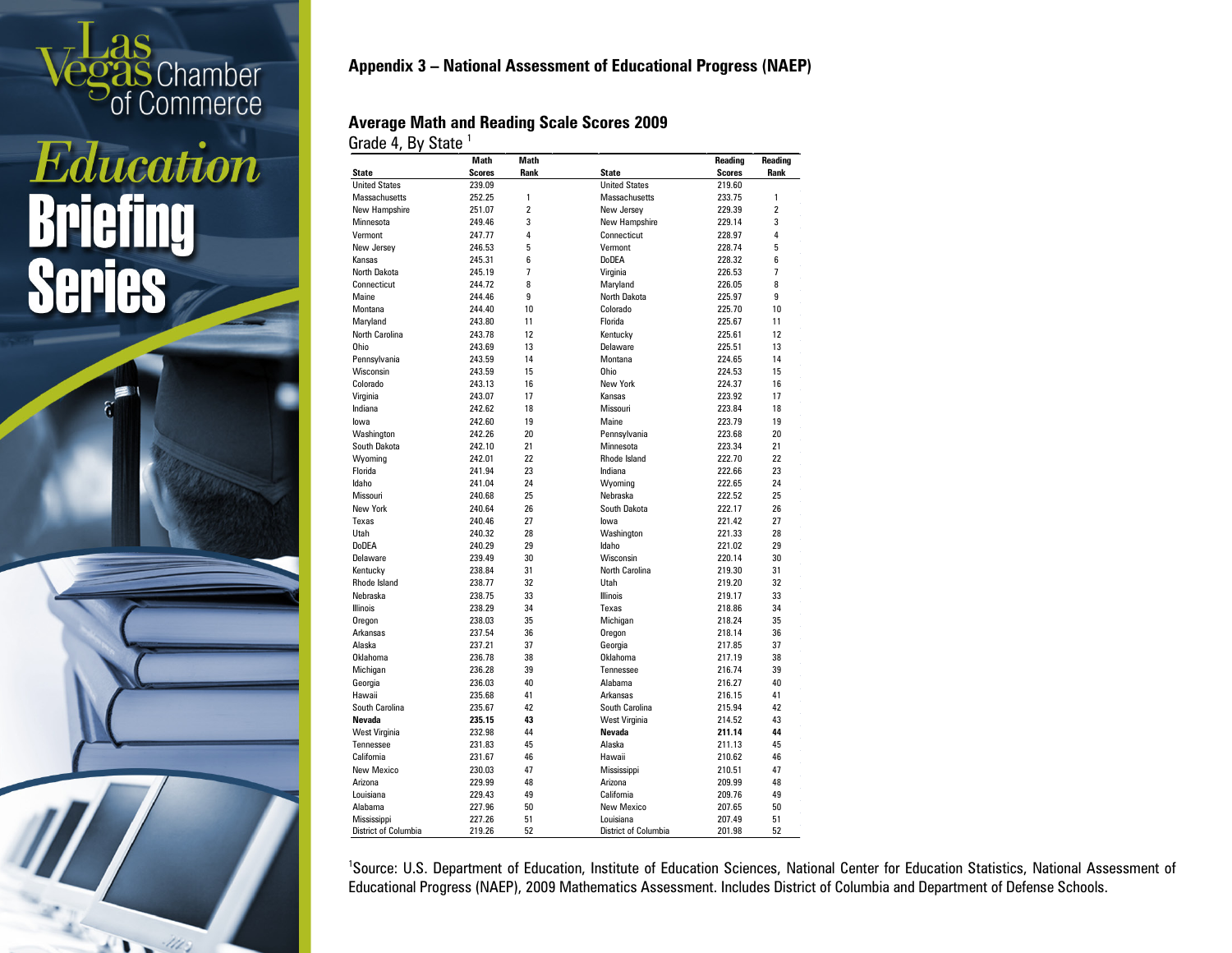## Appendix 3 – National Assessment of Educational Progress (NAEP)

### Average Math and Reading Scale Scores 2009

Grade 4, By State [1]

| State | Math Scores | Math Rank | State | Reading Scores | Reading Rank |
|---|---|---|---|---|---|
| United States | 239.09 | | United States | 219.60 | |
| Massachusetts | 252.25 | 1 | Massachusetts | 233.75 | 1 |
| New Hampshire | 251.07 | 2 | New Jersey | 229.39 | 2 |
| Minnesota | 249.46 | 3 | New Hampshire | 229.14 | 3 |
| Vermont | 247.77 | 4 | Connecticut | 228.97 | 4 |
| New Jersey | 246.53 | 5 | Vermont | 228.74 | 5 |
| Kansas | 245.31 | 6 | DoDEA | 228.32 | 6 |
| North Dakota | 245.19 | 7 | Virginia | 226.53 | 7 |
| Connecticut | 244.72 | 8 | Maryland | 226.05 | 8 |
| Maine | 244.46 | 9 | North Dakota | 225.97 | 9 |
| Montana | 244.40 | 10 | Colorado | 225.70 | 10 |
| Maryland | 243.80 | 11 | Florida | 225.67 | 11 |
| North Carolina | 243.78 | 12 | Kentucky | 225.61 | 12 |
| Ohio | 243.69 | 13 | Delaware | 225.51 | 13 |
| Pennsylvania | 243.59 | 14 | Montana | 224.65 | 14 |
| Wisconsin | 243.59 | 15 | Ohio | 224.53 | 15 |
| Colorado | 243.13 | 16 | New York | 224.37 | 16 |
| Virginia | 243.07 | 17 | Kansas | 223.92 | 17 |
| Indiana | 242.62 | 18 | Missouri | 223.84 | 18 |
| Iowa | 242.60 | 19 | Maine | 223.79 | 19 |
| Washington | 242.26 | 20 | Pennsylvania | 223.68 | 20 |
| South Dakota | 242.10 | 21 | Minnesota | 223.34 | 21 |
| Wyoming | 242.01 | 22 | Rhode Island | 222.70 | 22 |
| Florida | 241.94 | 23 | Indiana | 222.66 | 23 |
| Idaho | 241.04 | 24 | Wyoming | 222.65 | 24 |
| Missouri | 240.68 | 25 | Nebraska | 222.52 | 25 |
| New York | 240.64 | 26 | South Dakota | 222.17 | 26 |
| Texas | 240.46 | 27 | Iowa | 221.42 | 27 |
| Utah | 240.32 | 28 | Washington | 221.33 | 28 |
| DoDEA | 240.29 | 29 | Idaho | 221.02 | 29 |
| Delaware | 239.49 | 30 | Wisconsin | 220.14 | 30 |
| Kentucky | 238.84 | 31 | North Carolina | 219.30 | 31 |
| Rhode Island | 238.77 | 32 | Utah | 219.20 | 32 |
| Nebraska | 238.75 | 33 | Illinois | 219.17 | 33 |
| Illinois | 238.29 | 34 | Texas | 218.86 | 34 |
| Oregon | 238.03 | 35 | Michigan | 218.24 | 35 |
| Arkansas | 237.54 | 36 | Oregon | 218.14 | 36 |
| Alaska | 237.21 | 37 | Georgia | 217.85 | 37 |
| Oklahoma | 236.78 | 38 | Oklahoma | 217.19 | 38 |
| Michigan | 236.28 | 39 | Tennessee | 216.74 | 39 |
| Georgia | 236.03 | 40 | Alabama | 216.27 | 40 |
| Hawaii | 235.68 | 41 | Arkansas | 216.15 | 41 |
| South Carolina | 235.67 | 42 | South Carolina | 215.94 | 42 |
| **Nevada** | **235.15** | **43** | West Virginia | 214.52 | 43 |
| West Virginia | 232.98 | 44 | **Nevada** | **211.14** | **44** |
| Tennessee | 231.83 | 45 | Alaska | 211.13 | 45 |
| California | 231.67 | 46 | Hawaii | 210.62 | 46 |
| New Mexico | 230.03 | 47 | Mississippi | 210.51 | 47 |
| Arizona | 229.99 | 48 | Arizona | 209.99 | 48 |
| Louisiana | 229.43 | 49 | California | 209.76 | 49 |
| Alabama | 227.96 | 50 | New Mexico | 207.65 | 50 |
| Mississippi | 227.26 | 51 | Louisiana | 207.49 | 51 |
| District of Columbia | 219.26 | 52 | District of Columbia | 201.98 | 52 |

[1]Source: U.S. Department of Education, Institute of Education Sciences, National Center for Education Statistics, National Assessment of Educational Progress (NAEP), 2009 Mathematics Assessment. Includes District of Columbia and Department of Defense Schools.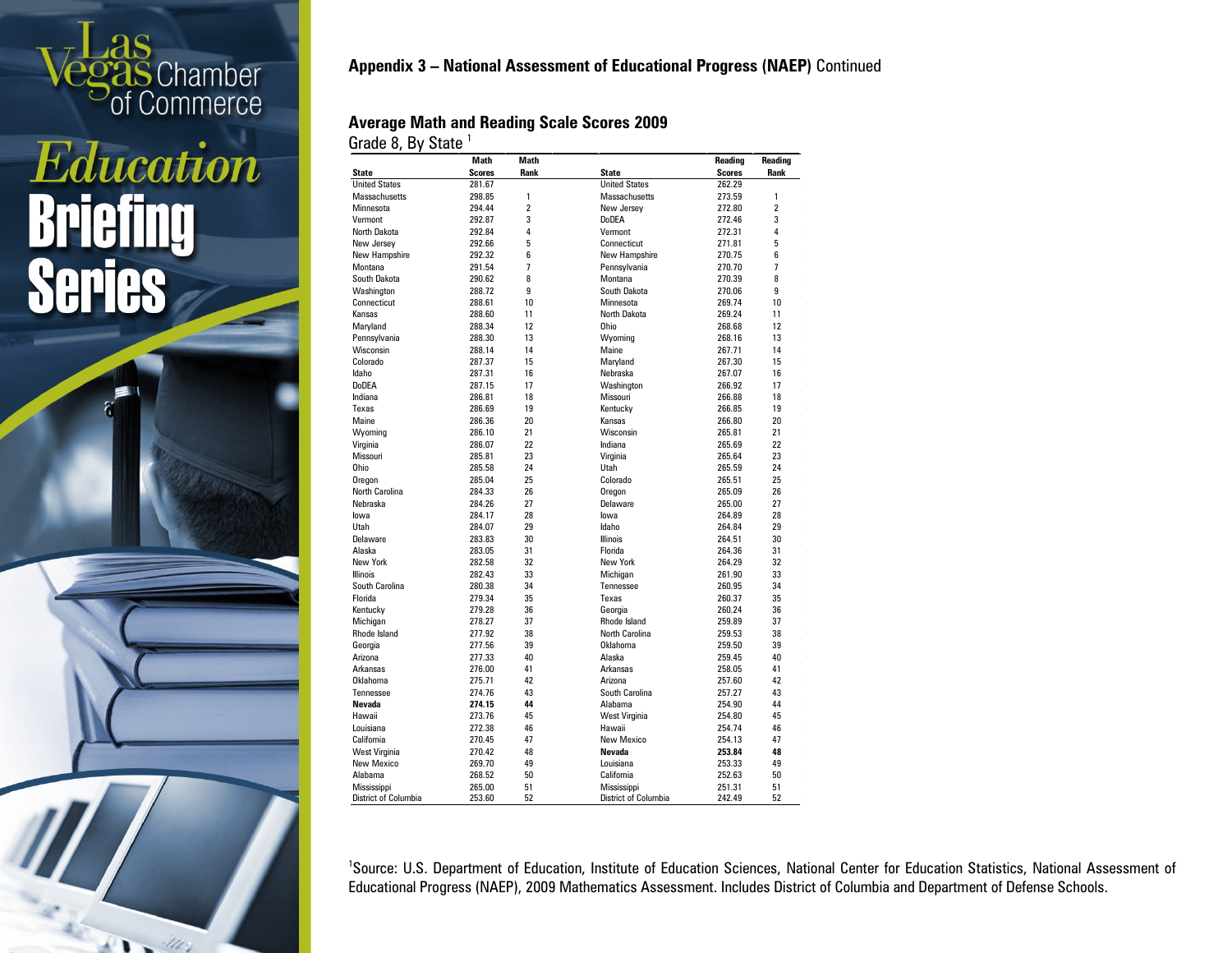## Appendix 3 – National Assessment of Educational Progress (NAEP) Continued

### Average Math and Reading Scale Scores 2009

Grade 8, By State [1]

| State | Math Scores | Math Rank | State | Reading Scores | Reading Rank |
|---|---|---|---|---|---|
| United States | 281.67 | | United States | 262.29 | |
| Massachusetts | 298.85 | 1 | Massachusetts | 273.59 | 1 |
| Minnesota | 294.44 | 2 | New Jersey | 272.80 | 2 |
| Vermont | 292.87 | 3 | DoDEA | 272.46 | 3 |
| North Dakota | 292.84 | 4 | Vermont | 272.31 | 4 |
| New Jersey | 292.66 | 5 | Connecticut | 271.81 | 5 |
| New Hampshire | 292.32 | 6 | New Hampshire | 270.75 | 6 |
| Montana | 291.54 | 7 | Pennsylvania | 270.70 | 7 |
| South Dakota | 290.62 | 8 | Montana | 270.39 | 8 |
| Washington | 288.72 | 9 | South Dakota | 270.06 | 9 |
| Connecticut | 288.61 | 10 | Minnesota | 269.74 | 10 |
| Kansas | 288.60 | 11 | North Dakota | 269.24 | 11 |
| Maryland | 288.34 | 12 | Ohio | 268.68 | 12 |
| Pennsylvania | 288.30 | 13 | Wyoming | 268.16 | 13 |
| Wisconsin | 288.14 | 14 | Maine | 267.71 | 14 |
| Colorado | 287.37 | 15 | Maryland | 267.30 | 15 |
| Idaho | 287.31 | 16 | Nebraska | 267.07 | 16 |
| DoDEA | 287.15 | 17 | Washington | 266.92 | 17 |
| Indiana | 286.81 | 18 | Missouri | 266.88 | 18 |
| Texas | 286.69 | 19 | Kentucky | 266.85 | 19 |
| Maine | 286.36 | 20 | Kansas | 266.80 | 20 |
| Wyoming | 286.10 | 21 | Wisconsin | 265.81 | 21 |
| Virginia | 286.07 | 22 | Indiana | 265.69 | 22 |
| Missouri | 285.81 | 23 | Virginia | 265.64 | 23 |
| Ohio | 285.58 | 24 | Utah | 265.59 | 24 |
| Oregon | 285.04 | 25 | Colorado | 265.51 | 25 |
| North Carolina | 284.33 | 26 | Oregon | 265.09 | 26 |
| Nebraska | 284.26 | 27 | Delaware | 265.00 | 27 |
| Iowa | 284.17 | 28 | Iowa | 264.89 | 28 |
| Utah | 284.07 | 29 | Idaho | 264.84 | 29 |
| Delaware | 283.83 | 30 | Illinois | 264.51 | 30 |
| Alaska | 283.05 | 31 | Florida | 264.36 | 31 |
| New York | 282.58 | 32 | New York | 264.29 | 32 |
| Illinois | 282.43 | 33 | Michigan | 261.90 | 33 |
| South Carolina | 280.38 | 34 | Tennessee | 260.95 | 34 |
| Florida | 279.34 | 35 | Texas | 260.37 | 35 |
| Kentucky | 279.28 | 36 | Georgia | 260.24 | 36 |
| Michigan | 278.27 | 37 | Rhode Island | 259.89 | 37 |
| Rhode Island | 277.92 | 38 | North Carolina | 259.53 | 38 |
| Georgia | 277.56 | 39 | Oklahoma | 259.50 | 39 |
| Arizona | 277.33 | 40 | Alaska | 259.45 | 40 |
| Arkansas | 276.00 | 41 | Arkansas | 258.05 | 41 |
| Oklahoma | 275.71 | 42 | Arizona | 257.60 | 42 |
| Tennessee | 274.76 | 43 | South Carolina | 257.27 | 43 |
| **Nevada** | **274.15** | **44** | Alabama | 254.90 | 44 |
| Hawaii | 273.76 | 45 | West Virginia | 254.80 | 45 |
| Louisiana | 272.38 | 46 | Hawaii | 254.74 | 46 |
| California | 270.45 | 47 | New Mexico | 254.13 | 47 |
| West Virginia | 270.42 | 48 | **Nevada** | **253.84** | **48** |
| New Mexico | 269.70 | 49 | Louisiana | 253.33 | 49 |
| Alabama | 268.52 | 50 | California | 252.63 | 50 |
| Mississippi | 265.00 | 51 | Mississippi | 251.31 | 51 |
| District of Columbia | 253.60 | 52 | District of Columbia | 242.49 | 52 |

[1]Source: U.S. Department of Education, Institute of Education Sciences, National Center for Education Statistics, National Assessment of Educational Progress (NAEP), 2009 Mathematics Assessment. Includes District of Columbia and Department of Defense Schools.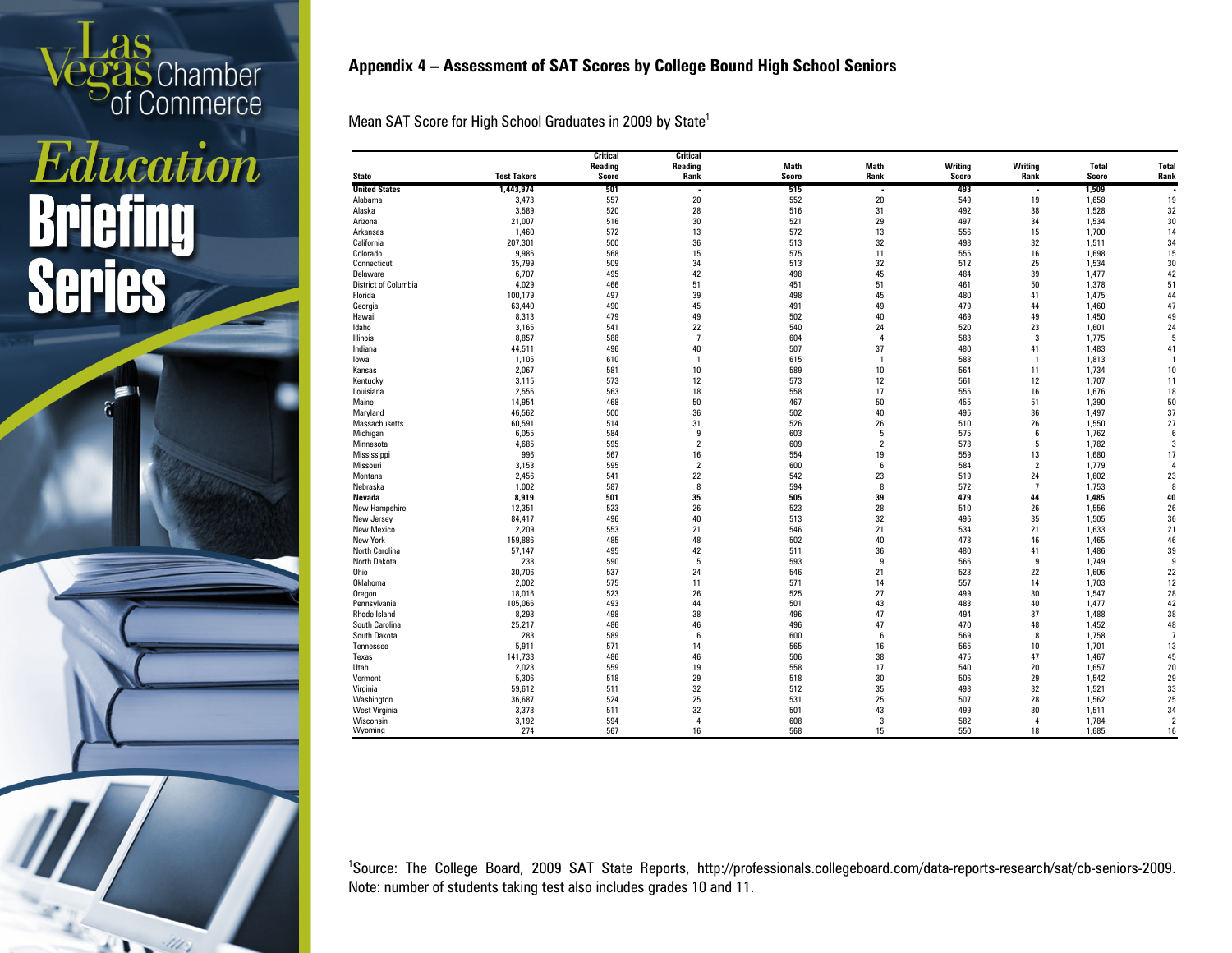## Appendix 4 – Assessment of SAT Scores by College Bound High School Seniors

Mean SAT Score for High School Graduates in 2009 by State[1]

| State | Test Takers | Critical Reading Score | Critical Reading Rank | Math Score | Math Rank | Writing Score | Writing Rank | Total Score | Total Rank |
|---|---|---|---|---|---|---|---|---|---|
| **United States** | **1,443,974** | **501** | - | **515** | - | **493** | - | **1,509** | - |
| Alabama | 3,473 | 557 | 20 | 552 | 20 | 549 | 19 | 1,658 | 19 |
| Alaska | 3,589 | 520 | 28 | 516 | 31 | 492 | 38 | 1,528 | 32 |
| Arizona | 21,007 | 516 | 30 | 521 | 29 | 497 | 34 | 1,534 | 30 |
| Arkansas | 1,460 | 572 | 13 | 572 | 13 | 556 | 15 | 1,700 | 14 |
| California | 207,301 | 500 | 36 | 513 | 32 | 498 | 32 | 1,511 | 34 |
| Colorado | 9,986 | 568 | 15 | 575 | 11 | 555 | 16 | 1,698 | 15 |
| Connecticut | 35,799 | 509 | 34 | 513 | 32 | 512 | 25 | 1,534 | 30 |
| Delaware | 6,707 | 495 | 42 | 498 | 45 | 484 | 39 | 1,477 | 42 |
| District of Columbia | 4,029 | 466 | 51 | 451 | 51 | 461 | 50 | 1,378 | 51 |
| Florida | 100,179 | 497 | 39 | 498 | 45 | 480 | 41 | 1,475 | 44 |
| Georgia | 63,440 | 490 | 45 | 491 | 49 | 479 | 44 | 1,460 | 47 |
| Hawaii | 8,313 | 479 | 49 | 502 | 40 | 469 | 49 | 1,450 | 49 |
| Idaho | 3,165 | 541 | 22 | 540 | 24 | 520 | 23 | 1,601 | 24 |
| Illinois | 8,857 | 588 | 7 | 604 | 4 | 583 | 3 | 1,775 | 5 |
| Indiana | 44,511 | 496 | 40 | 507 | 37 | 480 | 41 | 1,483 | 41 |
| Iowa | 1,105 | 610 | 1 | 615 | 1 | 588 | 1 | 1,813 | 1 |
| Kansas | 2,067 | 581 | 10 | 589 | 10 | 564 | 11 | 1,734 | 10 |
| Kentucky | 3,115 | 573 | 12 | 573 | 12 | 561 | 12 | 1,707 | 11 |
| Louisiana | 2,556 | 563 | 18 | 558 | 17 | 555 | 16 | 1,676 | 18 |
| Maine | 14,954 | 468 | 50 | 467 | 50 | 455 | 51 | 1,390 | 50 |
| Maryland | 46,562 | 500 | 36 | 502 | 40 | 495 | 36 | 1,497 | 37 |
| Massachusetts | 60,591 | 514 | 31 | 526 | 26 | 510 | 26 | 1,550 | 27 |
| Michigan | 6,055 | 584 | 9 | 603 | 5 | 575 | 6 | 1,762 | 6 |
| Minnesota | 4,685 | 595 | 2 | 609 | 2 | 578 | 5 | 1,782 | 3 |
| Mississippi | 996 | 567 | 16 | 554 | 19 | 559 | 13 | 1,680 | 17 |
| Missouri | 3,153 | 595 | 2 | 600 | 6 | 584 | 2 | 1,779 | 4 |
| Montana | 2,456 | 541 | 22 | 542 | 23 | 519 | 24 | 1,602 | 23 |
| Nebraska | 1,002 | 587 | 8 | 594 | 8 | 572 | 7 | 1,753 | 8 |
| **Nevada** | **8,919** | **501** | **35** | **505** | **39** | **479** | **44** | **1,485** | **40** |
| New Hampshire | 12,351 | 523 | 26 | 523 | 28 | 510 | 26 | 1,556 | 26 |
| New Jersey | 84,417 | 496 | 40 | 513 | 32 | 496 | 35 | 1,505 | 36 |
| New Mexico | 2,209 | 553 | 21 | 546 | 21 | 534 | 21 | 1,633 | 21 |
| New York | 159,886 | 485 | 48 | 502 | 40 | 478 | 46 | 1,465 | 46 |
| North Carolina | 57,147 | 495 | 42 | 511 | 36 | 480 | 41 | 1,486 | 39 |
| North Dakota | 238 | 590 | 5 | 593 | 9 | 566 | 9 | 1,749 | 9 |
| Ohio | 30,706 | 537 | 24 | 546 | 21 | 523 | 22 | 1,606 | 22 |
| Oklahoma | 2,002 | 575 | 11 | 571 | 14 | 557 | 14 | 1,703 | 12 |
| Oregon | 18,016 | 523 | 26 | 525 | 27 | 499 | 30 | 1,547 | 28 |
| Pennsylvania | 105,066 | 493 | 44 | 501 | 43 | 483 | 40 | 1,477 | 42 |
| Rhode Island | 8,293 | 498 | 38 | 496 | 47 | 494 | 37 | 1,488 | 38 |
| South Carolina | 25,217 | 486 | 46 | 496 | 47 | 470 | 48 | 1,452 | 48 |
| South Dakota | 283 | 589 | 6 | 600 | 6 | 569 | 8 | 1,758 | 7 |
| Tennessee | 5,911 | 571 | 14 | 565 | 16 | 565 | 10 | 1,701 | 13 |
| Texas | 141,733 | 486 | 46 | 506 | 38 | 475 | 47 | 1,467 | 45 |
| Utah | 2,023 | 559 | 19 | 558 | 17 | 540 | 20 | 1,657 | 20 |
| Vermont | 5,306 | 518 | 29 | 518 | 30 | 506 | 29 | 1,542 | 29 |
| Virginia | 59,612 | 511 | 32 | 512 | 35 | 498 | 32 | 1,521 | 33 |
| Washington | 36,687 | 524 | 25 | 531 | 25 | 507 | 28 | 1,562 | 25 |
| West Virginia | 3,373 | 511 | 32 | 501 | 43 | 499 | 30 | 1,511 | 34 |
| Wisconsin | 3,192 | 594 | 4 | 608 | 3 | 582 | 4 | 1,784 | 2 |
| Wyoming | 274 | 567 | 16 | 568 | 15 | 550 | 18 | 1,685 | 16 |

[1]Source: The College Board, 2009 SAT State Reports, http://professionals.collegeboard.com/data-reports-research/sat/cb-seniors-2009. Note: number of students taking test also includes grades 10 and 11.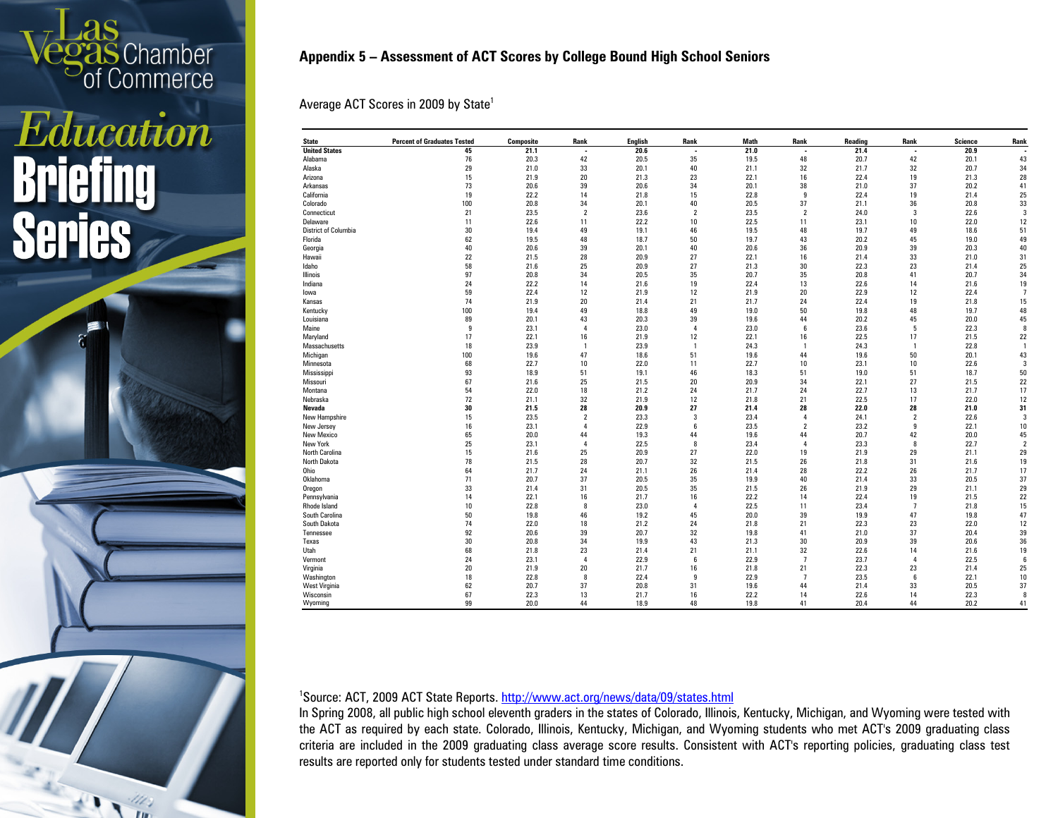## Appendix 5 – Assessment of ACT Scores by College Bound High School Seniors

Average ACT Scores in 2009 by State[1]

| State | Percent of Graduates Tested | Composite | Rank | English | Rank | Math | Rank | Reading | Rank | Science | Rank |
|---|---|---|---|---|---|---|---|---|---|---|---|
| **United States** | **45** | **21.1** | **-** | **20.6** | **-** | **21.0** | **-** | **21.4** | **-** | **20.9** | **-** |
| Alabama | 76 | 20.3 | 42 | 20.5 | 35 | 19.5 | 48 | 20.7 | 42 | 20.1 | 43 |
| Alaska | 29 | 21.0 | 33 | 20.1 | 40 | 21.1 | 32 | 21.7 | 32 | 20.7 | 34 |
| Arizona | 15 | 21.9 | 20 | 21.3 | 23 | 22.1 | 16 | 22.4 | 19 | 21.3 | 28 |
| Arkansas | 73 | 20.6 | 39 | 20.6 | 34 | 20.1 | 38 | 21.0 | 37 | 20.2 | 41 |
| California | 19 | 22.2 | 14 | 21.8 | 15 | 22.8 | 9 | 22.4 | 19 | 21.4 | 25 |
| Colorado | 100 | 20.8 | 34 | 20.1 | 40 | 20.5 | 37 | 21.1 | 36 | 20.8 | 33 |
| Connecticut | 21 | 23.5 | 2 | 23.6 | 2 | 23.5 | 2 | 24.0 | 3 | 22.6 | 3 |
| Delaware | 11 | 22.6 | 11 | 22.2 | 10 | 22.5 | 11 | 23.1 | 10 | 22.0 | 12 |
| District of Columbia | 30 | 19.4 | 49 | 19.1 | 46 | 19.5 | 48 | 19.7 | 49 | 18.6 | 51 |
| Florida | 62 | 19.5 | 48 | 18.7 | 50 | 19.7 | 43 | 20.2 | 45 | 19.0 | 49 |
| Georgia | 40 | 20.6 | 39 | 20.1 | 40 | 20.6 | 36 | 20.9 | 39 | 20.3 | 40 |
| Hawaii | 22 | 21.5 | 28 | 20.9 | 27 | 22.1 | 16 | 21.4 | 33 | 21.0 | 31 |
| Idaho | 58 | 21.6 | 25 | 20.9 | 27 | 21.3 | 30 | 22.3 | 23 | 21.4 | 25 |
| Illinois | 97 | 20.8 | 34 | 20.5 | 35 | 20.7 | 35 | 20.8 | 41 | 20.7 | 34 |
| Indiana | 24 | 22.2 | 14 | 21.6 | 19 | 22.4 | 13 | 22.6 | 14 | 21.6 | 19 |
| Iowa | 59 | 22.4 | 12 | 21.9 | 12 | 21.9 | 20 | 22.9 | 12 | 22.4 | 7 |
| Kansas | 74 | 21.9 | 20 | 21.4 | 21 | 21.7 | 24 | 22.4 | 19 | 21.8 | 15 |
| Kentucky | 100 | 19.4 | 49 | 18.8 | 49 | 19.0 | 50 | 19.8 | 48 | 19.7 | 48 |
| Louisiana | 89 | 20.1 | 43 | 20.3 | 39 | 19.6 | 44 | 20.2 | 45 | 20.0 | 45 |
| Maine | 9 | 23.1 | 4 | 23.0 | 4 | 23.0 | 6 | 23.6 | 5 | 22.3 | 8 |
| Maryland | 17 | 22.1 | 16 | 21.9 | 12 | 22.1 | 16 | 22.5 | 17 | 21.5 | 22 |
| Massachusetts | 18 | 23.9 | 1 | 23.9 | 1 | 24.3 | 1 | 24.3 | 1 | 22.8 | 1 |
| Michigan | 100 | 19.6 | 47 | 18.6 | 51 | 19.6 | 44 | 19.6 | 50 | 20.1 | 43 |
| Minnesota | 68 | 22.7 | 10 | 22.0 | 11 | 22.7 | 10 | 23.1 | 10 | 22.6 | 3 |
| Mississippi | 93 | 18.9 | 51 | 19.1 | 46 | 18.3 | 51 | 19.0 | 51 | 18.7 | 50 |
| Missouri | 67 | 21.6 | 25 | 21.5 | 20 | 20.9 | 34 | 22.1 | 27 | 21.5 | 22 |
| Montana | 54 | 22.0 | 18 | 21.2 | 24 | 21.7 | 24 | 22.7 | 13 | 21.7 | 17 |
| Nebraska | 72 | 21.1 | 32 | 21.9 | 12 | 21.8 | 21 | 22.5 | 17 | 22.0 | 12 |
| **Nevada** | **30** | **21.5** | **28** | **20.9** | **27** | **21.4** | **28** | **22.0** | **28** | **21.0** | **31** |
| New Hampshire | 15 | 23.5 | 2 | 23.3 | 3 | 23.4 | 4 | 24.1 | 2 | 22.6 | 3 |
| New Jersey | 16 | 23.1 | 4 | 22.9 | 6 | 23.5 | 2 | 23.2 | 9 | 22.1 | 10 |
| New Mexico | 65 | 20.0 | 44 | 19.3 | 44 | 19.6 | 44 | 20.7 | 42 | 20.0 | 45 |
| New York | 25 | 23.1 | 4 | 22.5 | 8 | 23.4 | 4 | 23.3 | 8 | 22.7 | 2 |
| North Carolina | 15 | 21.6 | 25 | 20.9 | 27 | 22.0 | 19 | 21.9 | 29 | 21.1 | 29 |
| North Dakota | 78 | 21.5 | 28 | 20.7 | 32 | 21.5 | 26 | 21.8 | 31 | 21.6 | 19 |
| Ohio | 64 | 21.7 | 24 | 21.1 | 26 | 21.4 | 28 | 22.2 | 26 | 21.7 | 17 |
| Oklahoma | 71 | 20.7 | 37 | 20.5 | 35 | 19.9 | 40 | 21.4 | 33 | 20.5 | 37 |
| Oregon | 33 | 21.4 | 31 | 20.5 | 35 | 21.5 | 26 | 21.9 | 29 | 21.1 | 29 |
| Pennsylvania | 14 | 22.1 | 16 | 21.7 | 16 | 22.2 | 14 | 22.4 | 19 | 21.5 | 22 |
| Rhode Island | 10 | 22.8 | 8 | 23.0 | 4 | 22.5 | 11 | 23.4 | 7 | 21.8 | 15 |
| South Carolina | 50 | 19.8 | 46 | 19.2 | 45 | 20.0 | 39 | 19.9 | 47 | 19.8 | 47 |
| South Dakota | 74 | 22.0 | 18 | 21.2 | 24 | 21.8 | 21 | 22.3 | 23 | 22.0 | 12 |
| Tennessee | 92 | 20.6 | 39 | 20.7 | 32 | 19.8 | 41 | 21.0 | 37 | 20.4 | 39 |
| Texas | 30 | 20.8 | 34 | 19.9 | 43 | 21.3 | 30 | 20.9 | 39 | 20.6 | 36 |
| Utah | 68 | 21.8 | 23 | 21.4 | 21 | 21.1 | 32 | 22.6 | 14 | 21.6 | 19 |
| Vermont | 24 | 23.1 | 4 | 22.9 | 6 | 22.9 | 7 | 23.7 | 4 | 22.5 | 6 |
| Virginia | 20 | 21.9 | 20 | 21.7 | 16 | 21.8 | 21 | 22.3 | 23 | 21.4 | 25 |
| Washington | 18 | 22.8 | 8 | 22.4 | 9 | 22.9 | 7 | 23.5 | 6 | 22.1 | 10 |
| West Virginia | 62 | 20.7 | 37 | 20.8 | 31 | 19.6 | 44 | 21.4 | 33 | 20.5 | 37 |
| Wisconsin | 67 | 22.3 | 13 | 21.7 | 16 | 22.2 | 14 | 22.6 | 14 | 22.3 | 8 |
| Wyoming | 99 | 20.0 | 44 | 18.9 | 48 | 19.8 | 41 | 20.4 | 44 | 20.2 | 41 |

[1]Source: ACT, 2009 ACT State Reports. http://www.act.org/news/data/09/states.html

In Spring 2008, all public high school eleventh graders in the states of Colorado, Illinois, Kentucky, Michigan, and Wyoming were tested with the ACT as required by each state. Colorado, Illinois, Kentucky, Michigan, and Wyoming students who met ACT's 2009 graduating class criteria are included in the 2009 graduating class average score results. Consistent with ACT's reporting policies, graduating class test results are reported only for students tested under standard time conditions.